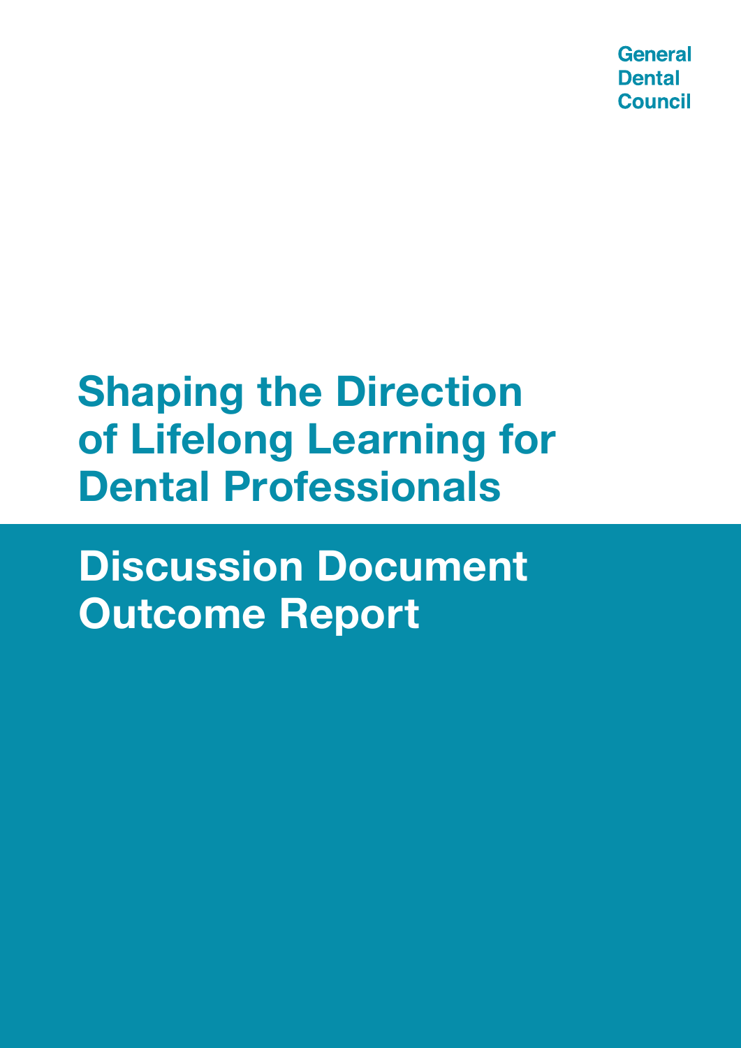General
Dental
Council

# Shaping the Direction of Lifelong Learning for Dental Professionals

## Discussion Document Outcome Report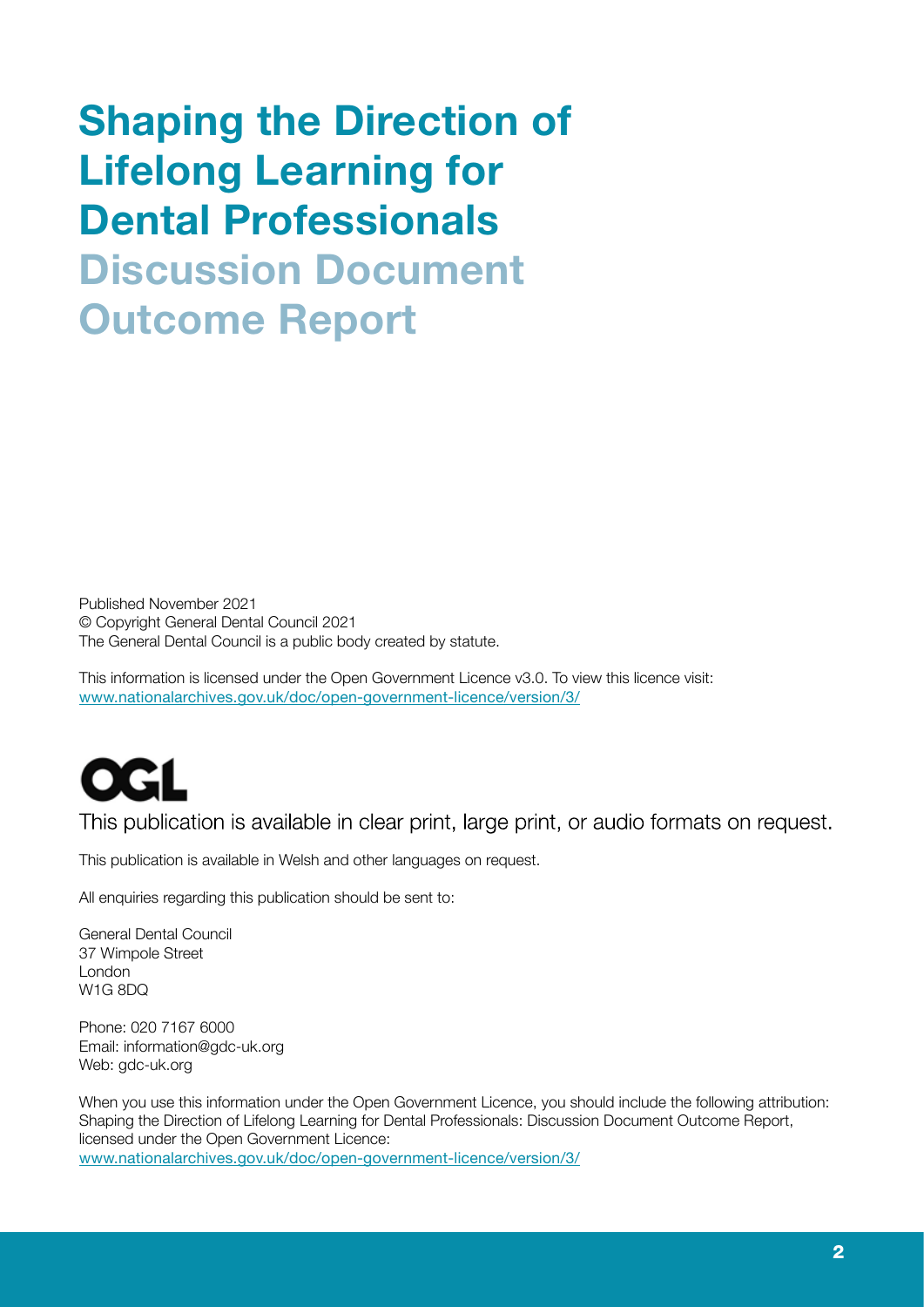# Shaping the Direction of Lifelong Learning for Dental Professionals

## Discussion Document Outcome Report

Published November 2021
© Copyright General Dental Council 2021
The General Dental Council is a public body created by statute.

This information is licensed under the Open Government Licence v3.0. To view this licence visit:
www.nationalarchives.gov.uk/doc/open-government-licence/version/3/

OGL

This publication is available in clear print, large print, or audio formats on request.

This publication is available in Welsh and other languages on request.

All enquiries regarding this publication should be sent to:

General Dental Council
37 Wimpole Street
London
W1G 8DQ

Phone: 020 7167 6000
Email: information@gdc-uk.org
Web: gdc-uk.org

When you use this information under the Open Government Licence, you should include the following attribution: Shaping the Direction of Lifelong Learning for Dental Professionals: Discussion Document Outcome Report, licensed under the Open Government Licence:
www.nationalarchives.gov.uk/doc/open-government-licence/version/3/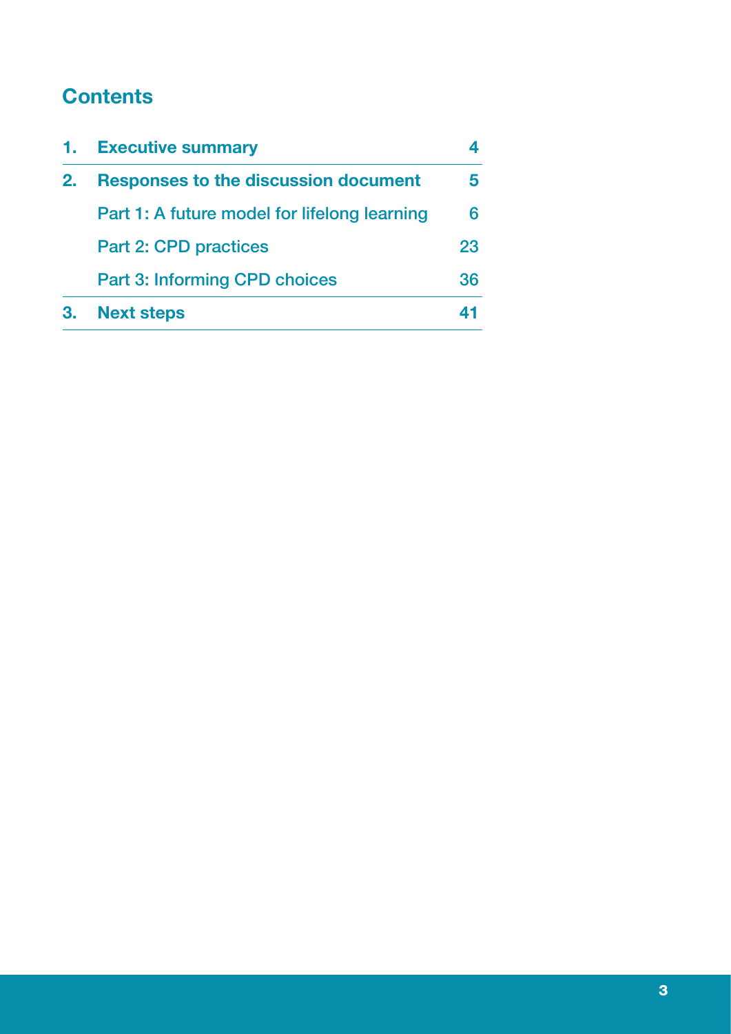## Contents

| | | |
|---|---|---|
| **1.** | **Executive summary** | **4** |
| **2.** | **Responses to the discussion document** | **5** |
| | Part 1: A future model for lifelong learning | 6 |
| | Part 2: CPD practices | 23 |
| | Part 3: Informing CPD choices | 36 |
| **3.** | **Next steps** | **41** |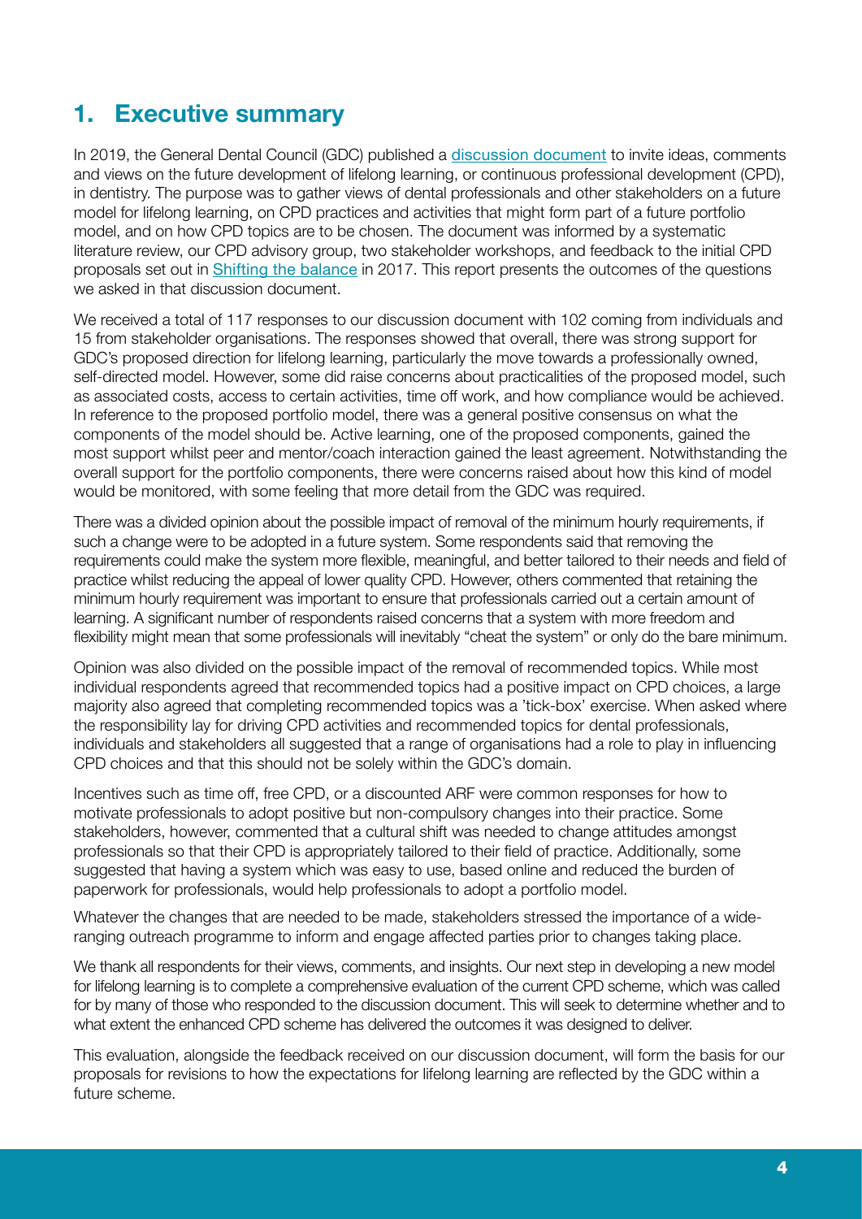## 1. Executive summary

In 2019, the General Dental Council (GDC) published a discussion document to invite ideas, comments and views on the future development of lifelong learning, or continuous professional development (CPD), in dentistry. The purpose was to gather views of dental professionals and other stakeholders on a future model for lifelong learning, on CPD practices and activities that might form part of a future portfolio model, and on how CPD topics are to be chosen. The document was informed by a systematic literature review, our CPD advisory group, two stakeholder workshops, and feedback to the initial CPD proposals set out in Shifting the balance in 2017. This report presents the outcomes of the questions we asked in that discussion document.

We received a total of 117 responses to our discussion document with 102 coming from individuals and 15 from stakeholder organisations. The responses showed that overall, there was strong support for GDC's proposed direction for lifelong learning, particularly the move towards a professionally owned, self-directed model. However, some did raise concerns about practicalities of the proposed model, such as associated costs, access to certain activities, time off work, and how compliance would be achieved. In reference to the proposed portfolio model, there was a general positive consensus on what the components of the model should be. Active learning, one of the proposed components, gained the most support whilst peer and mentor/coach interaction gained the least agreement. Notwithstanding the overall support for the portfolio components, there were concerns raised about how this kind of model would be monitored, with some feeling that more detail from the GDC was required.

There was a divided opinion about the possible impact of removal of the minimum hourly requirements, if such a change were to be adopted in a future system. Some respondents said that removing the requirements could make the system more flexible, meaningful, and better tailored to their needs and field of practice whilst reducing the appeal of lower quality CPD. However, others commented that retaining the minimum hourly requirement was important to ensure that professionals carried out a certain amount of learning. A significant number of respondents raised concerns that a system with more freedom and flexibility might mean that some professionals will inevitably "cheat the system" or only do the bare minimum.

Opinion was also divided on the possible impact of the removal of recommended topics. While most individual respondents agreed that recommended topics had a positive impact on CPD choices, a large majority also agreed that completing recommended topics was a 'tick-box' exercise. When asked where the responsibility lay for driving CPD activities and recommended topics for dental professionals, individuals and stakeholders all suggested that a range of organisations had a role to play in influencing CPD choices and that this should not be solely within the GDC's domain.

Incentives such as time off, free CPD, or a discounted ARF were common responses for how to motivate professionals to adopt positive but non-compulsory changes into their practice. Some stakeholders, however, commented that a cultural shift was needed to change attitudes amongst professionals so that their CPD is appropriately tailored to their field of practice. Additionally, some suggested that having a system which was easy to use, based online and reduced the burden of paperwork for professionals, would help professionals to adopt a portfolio model.

Whatever the changes that are needed to be made, stakeholders stressed the importance of a wide-ranging outreach programme to inform and engage affected parties prior to changes taking place.

We thank all respondents for their views, comments, and insights. Our next step in developing a new model for lifelong learning is to complete a comprehensive evaluation of the current CPD scheme, which was called for by many of those who responded to the discussion document. This will seek to determine whether and to what extent the enhanced CPD scheme has delivered the outcomes it was designed to deliver.

This evaluation, alongside the feedback received on our discussion document, will form the basis for our proposals for revisions to how the expectations for lifelong learning are reflected by the GDC within a future scheme.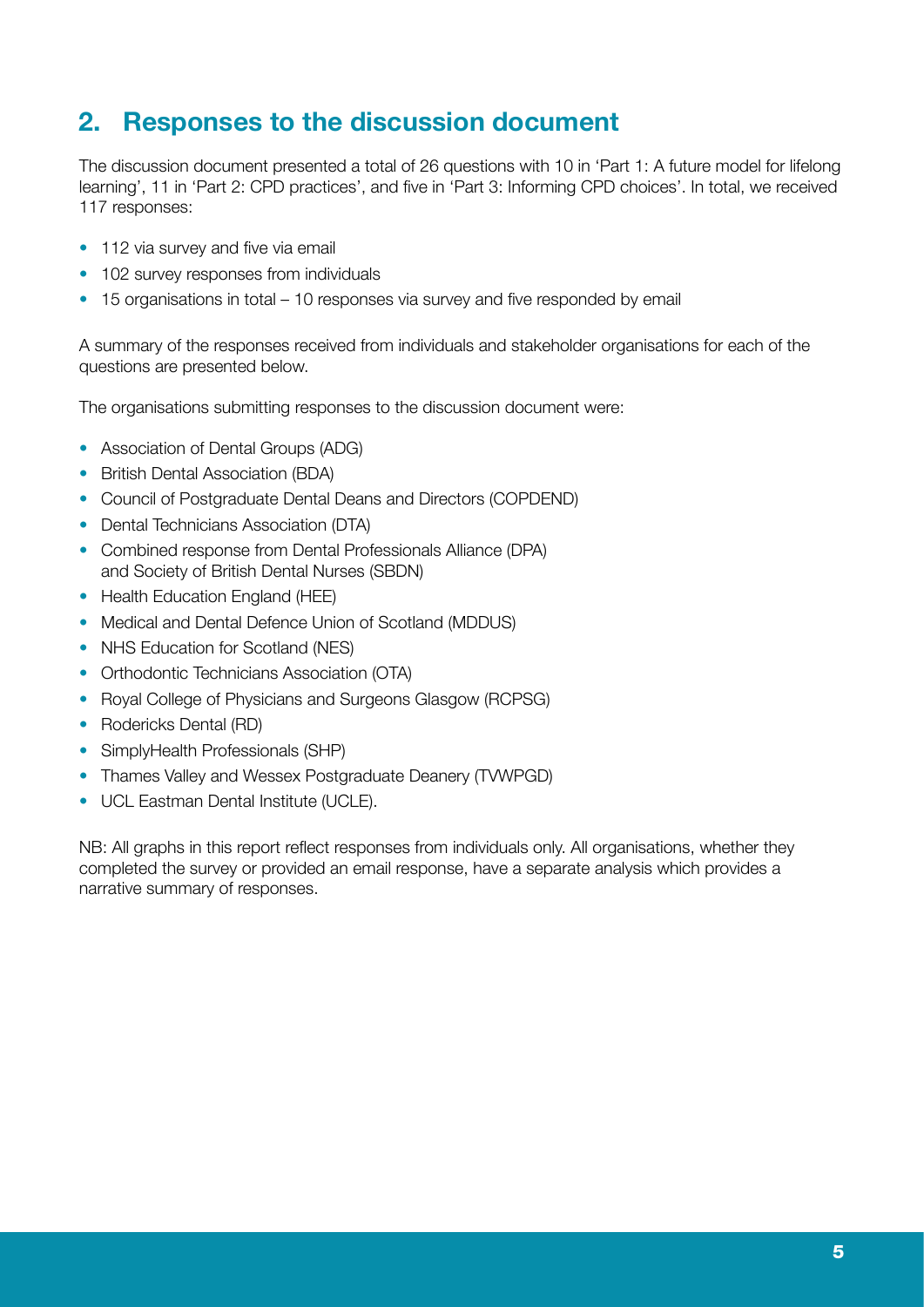## 2. Responses to the discussion document

The discussion document presented a total of 26 questions with 10 in 'Part 1: A future model for lifelong learning', 11 in 'Part 2: CPD practices', and five in 'Part 3: Informing CPD choices'. In total, we received 117 responses:

- 112 via survey and five via email
- 102 survey responses from individuals
- 15 organisations in total – 10 responses via survey and five responded by email

A summary of the responses received from individuals and stakeholder organisations for each of the questions are presented below.

The organisations submitting responses to the discussion document were:

- Association of Dental Groups (ADG)
- British Dental Association (BDA)
- Council of Postgraduate Dental Deans and Directors (COPDEND)
- Dental Technicians Association (DTA)
- Combined response from Dental Professionals Alliance (DPA) and Society of British Dental Nurses (SBDN)
- Health Education England (HEE)
- Medical and Dental Defence Union of Scotland (MDDUS)
- NHS Education for Scotland (NES)
- Orthodontic Technicians Association (OTA)
- Royal College of Physicians and Surgeons Glasgow (RCPSG)
- Rodericks Dental (RD)
- SimplyHealth Professionals (SHP)
- Thames Valley and Wessex Postgraduate Deanery (TVWPGD)
- UCL Eastman Dental Institute (UCLE).

NB: All graphs in this report reflect responses from individuals only. All organisations, whether they completed the survey or provided an email response, have a separate analysis which provides a narrative summary of responses.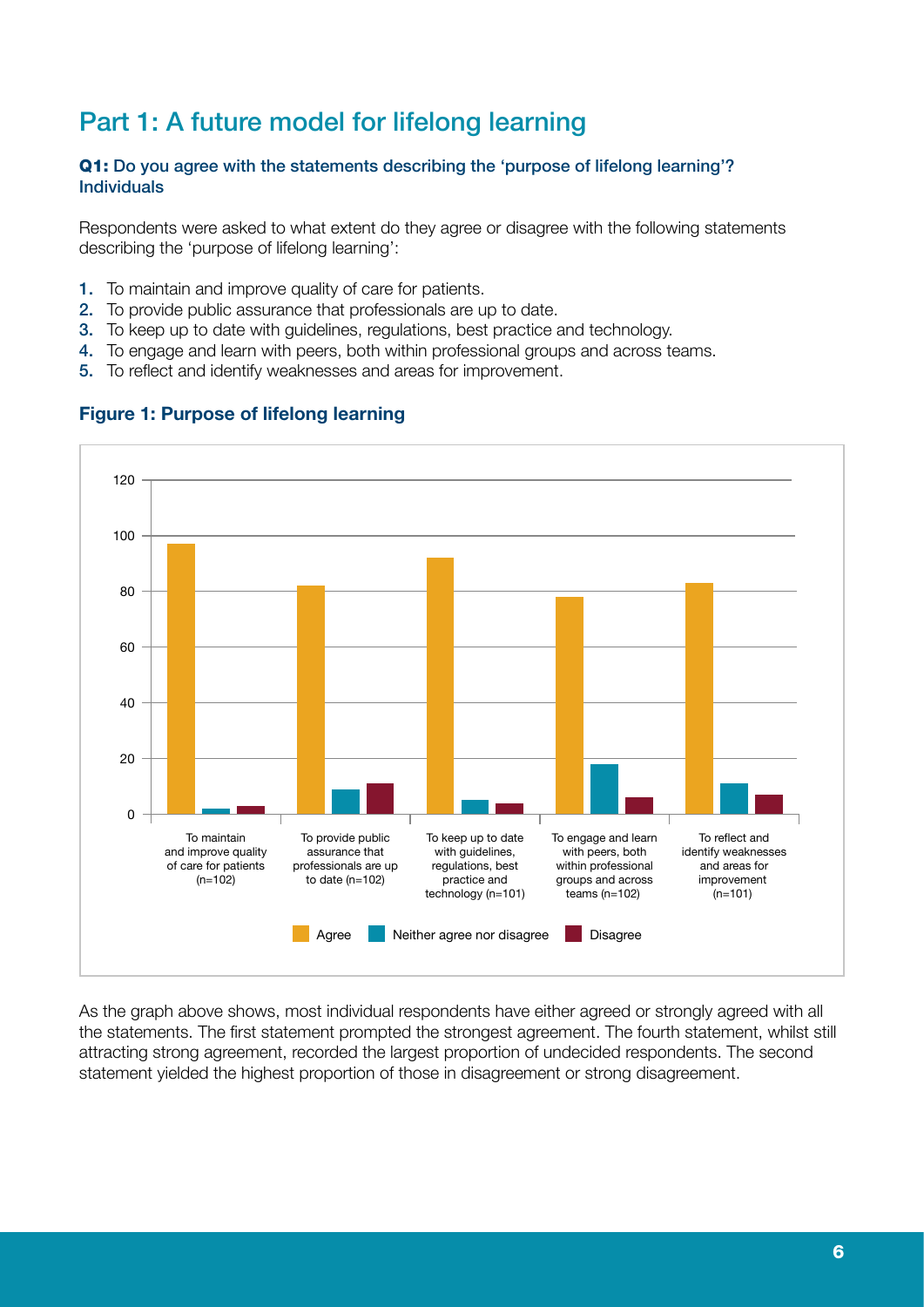# Part 1: A future model for lifelong learning

**Q1: Do you agree with the statements describing the 'purpose of lifelong learning'? Individuals**

Respondents were asked to what extent do they agree or disagree with the following statements describing the 'purpose of lifelong learning':

1. To maintain and improve quality of care for patients.
2. To provide public assurance that professionals are up to date.
3. To keep up to date with guidelines, regulations, best practice and technology.
4. To engage and learn with peers, both within professional groups and across teams.
5. To reflect and identify weaknesses and areas for improvement.

**Figure 1: Purpose of lifelong learning**

As the graph above shows, most individual respondents have either agreed or strongly agreed with all the statements. The first statement prompted the strongest agreement. The fourth statement, whilst still attracting strong agreement, recorded the largest proportion of undecided respondents. The second statement yielded the highest proportion of those in disagreement or strong disagreement.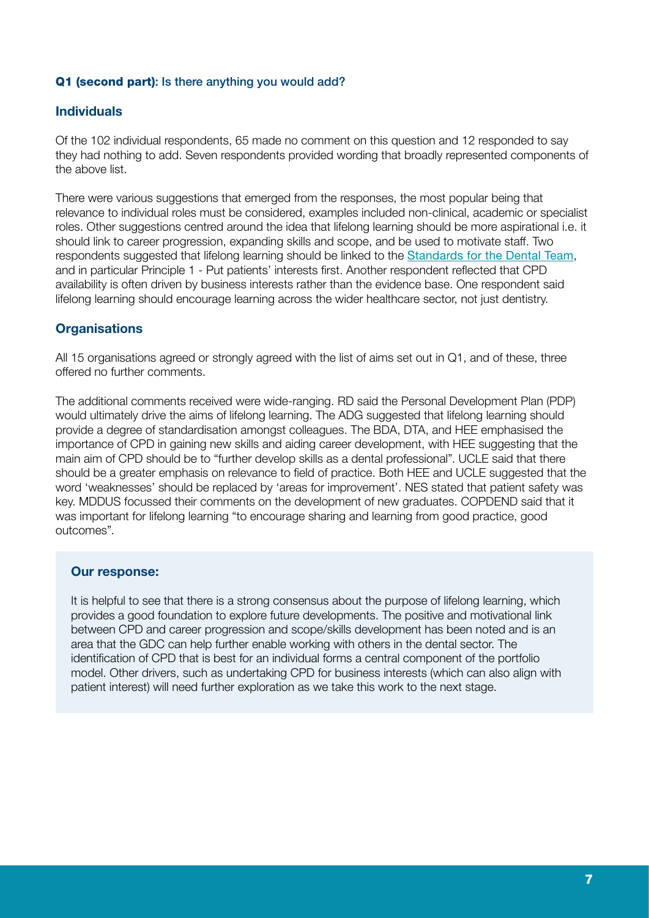**Q1 (second part):** Is there anything you would add?

### Individuals

Of the 102 individual respondents, 65 made no comment on this question and 12 responded to say they had nothing to add. Seven respondents provided wording that broadly represented components of the above list.

There were various suggestions that emerged from the responses, the most popular being that relevance to individual roles must be considered, examples included non-clinical, academic or specialist roles. Other suggestions centred around the idea that lifelong learning should be more aspirational i.e. it should link to career progression, expanding skills and scope, and be used to motivate staff. Two respondents suggested that lifelong learning should be linked to the Standards for the Dental Team, and in particular Principle 1 - Put patients' interests first. Another respondent reflected that CPD availability is often driven by business interests rather than the evidence base. One respondent said lifelong learning should encourage learning across the wider healthcare sector, not just dentistry.

### Organisations

All 15 organisations agreed or strongly agreed with the list of aims set out in Q1, and of these, three offered no further comments.

The additional comments received were wide-ranging. RD said the Personal Development Plan (PDP) would ultimately drive the aims of lifelong learning. The ADG suggested that lifelong learning should provide a degree of standardisation amongst colleagues. The BDA, DTA, and HEE emphasised the importance of CPD in gaining new skills and aiding career development, with HEE suggesting that the main aim of CPD should be to "further develop skills as a dental professional". UCLE said that there should be a greater emphasis on relevance to field of practice. Both HEE and UCLE suggested that the word 'weaknesses' should be replaced by 'areas for improvement'. NES stated that patient safety was key. MDDUS focussed their comments on the development of new graduates. COPDEND said that it was important for lifelong learning "to encourage sharing and learning from good practice, good outcomes".

**Our response:**

It is helpful to see that there is a strong consensus about the purpose of lifelong learning, which provides a good foundation to explore future developments. The positive and motivational link between CPD and career progression and scope/skills development has been noted and is an area that the GDC can help further enable working with others in the dental sector. The identification of CPD that is best for an individual forms a central component of the portfolio model. Other drivers, such as undertaking CPD for business interests (which can also align with patient interest) will need further exploration as we take this work to the next stage.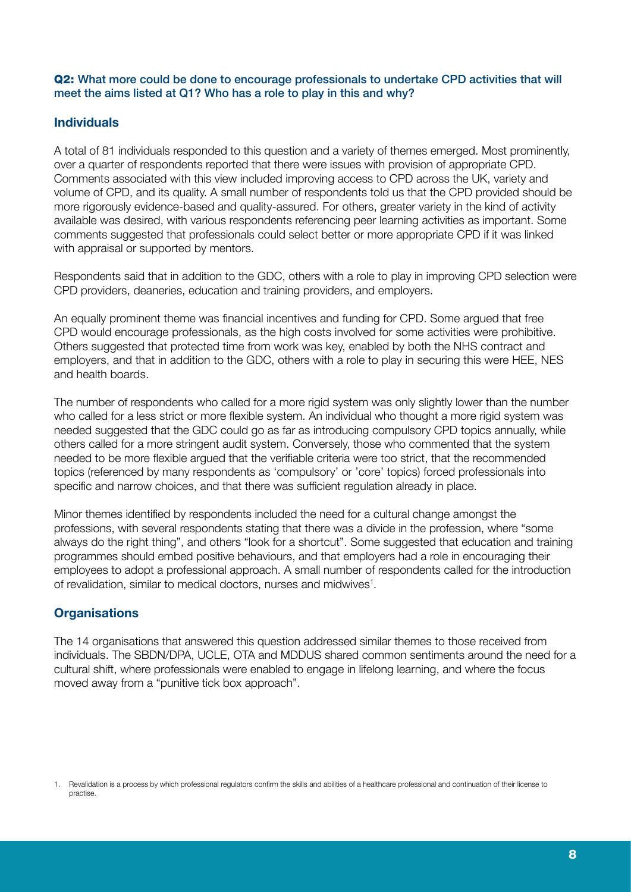**Q2: What more could be done to encourage professionals to undertake CPD activities that will meet the aims listed at Q1? Who has a role to play in this and why?**

## Individuals

A total of 81 individuals responded to this question and a variety of themes emerged. Most prominently, over a quarter of respondents reported that there were issues with provision of appropriate CPD. Comments associated with this view included improving access to CPD across the UK, variety and volume of CPD, and its quality. A small number of respondents told us that the CPD provided should be more rigorously evidence-based and quality-assured. For others, greater variety in the kind of activity available was desired, with various respondents referencing peer learning activities as important. Some comments suggested that professionals could select better or more appropriate CPD if it was linked with appraisal or supported by mentors.

Respondents said that in addition to the GDC, others with a role to play in improving CPD selection were CPD providers, deaneries, education and training providers, and employers.

An equally prominent theme was financial incentives and funding for CPD. Some argued that free CPD would encourage professionals, as the high costs involved for some activities were prohibitive. Others suggested that protected time from work was key, enabled by both the NHS contract and employers, and that in addition to the GDC, others with a role to play in securing this were HEE, NES and health boards.

The number of respondents who called for a more rigid system was only slightly lower than the number who called for a less strict or more flexible system. An individual who thought a more rigid system was needed suggested that the GDC could go as far as introducing compulsory CPD topics annually, while others called for a more stringent audit system. Conversely, those who commented that the system needed to be more flexible argued that the verifiable criteria were too strict, that the recommended topics (referenced by many respondents as 'compulsory' or 'core' topics) forced professionals into specific and narrow choices, and that there was sufficient regulation already in place.

Minor themes identified by respondents included the need for a cultural change amongst the professions, with several respondents stating that there was a divide in the profession, where "some always do the right thing", and others "look for a shortcut". Some suggested that education and training programmes should embed positive behaviours, and that employers had a role in encouraging their employees to adopt a professional approach. A small number of respondents called for the introduction of revalidation, similar to medical doctors, nurses and midwives[1].

## Organisations

The 14 organisations that answered this question addressed similar themes to those received from individuals. The SBDN/DPA, UCLE, OTA and MDDUS shared common sentiments around the need for a cultural shift, where professionals were enabled to engage in lifelong learning, and where the focus moved away from a "punitive tick box approach".

1. Revalidation is a process by which professional regulators confirm the skills and abilities of a healthcare professional and continuation of their license to practise.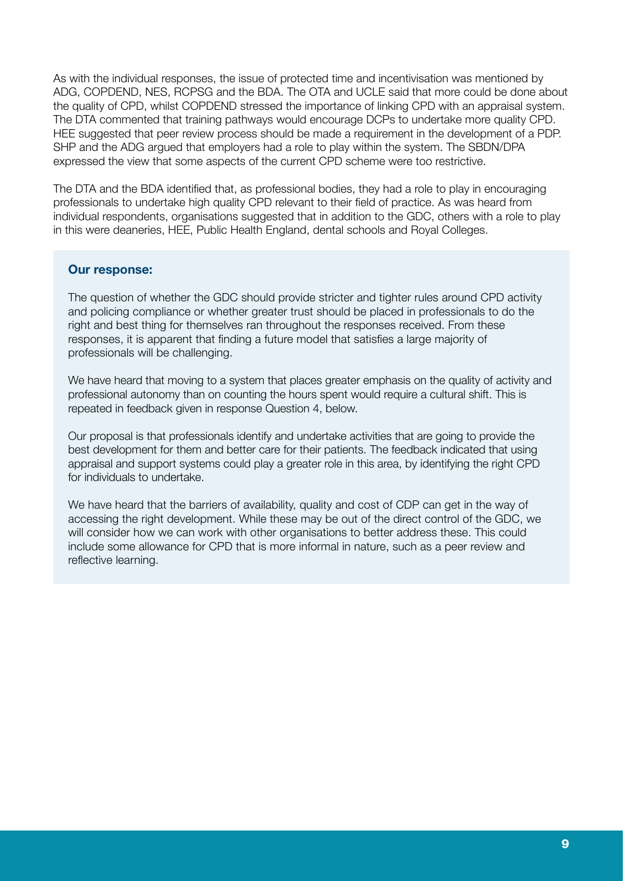As with the individual responses, the issue of protected time and incentivisation was mentioned by ADG, COPDEND, NES, RCPSG and the BDA. The OTA and UCLE said that more could be done about the quality of CPD, whilst COPDEND stressed the importance of linking CPD with an appraisal system. The DTA commented that training pathways would encourage DCPs to undertake more quality CPD. HEE suggested that peer review process should be made a requirement in the development of a PDP. SHP and the ADG argued that employers had a role to play within the system. The SBDN/DPA expressed the view that some aspects of the current CPD scheme were too restrictive.

The DTA and the BDA identified that, as professional bodies, they had a role to play in encouraging professionals to undertake high quality CPD relevant to their field of practice. As was heard from individual respondents, organisations suggested that in addition to the GDC, others with a role to play in this were deaneries, HEE, Public Health England, dental schools and Royal Colleges.

**Our response:**

The question of whether the GDC should provide stricter and tighter rules around CPD activity and policing compliance or whether greater trust should be placed in professionals to do the right and best thing for themselves ran throughout the responses received. From these responses, it is apparent that finding a future model that satisfies a large majority of professionals will be challenging.

We have heard that moving to a system that places greater emphasis on the quality of activity and professional autonomy than on counting the hours spent would require a cultural shift. This is repeated in feedback given in response Question 4, below.

Our proposal is that professionals identify and undertake activities that are going to provide the best development for them and better care for their patients. The feedback indicated that using appraisal and support systems could play a greater role in this area, by identifying the right CPD for individuals to undertake.

We have heard that the barriers of availability, quality and cost of CDP can get in the way of accessing the right development. While these may be out of the direct control of the GDC, we will consider how we can work with other organisations to better address these. This could include some allowance for CPD that is more informal in nature, such as a peer review and reflective learning.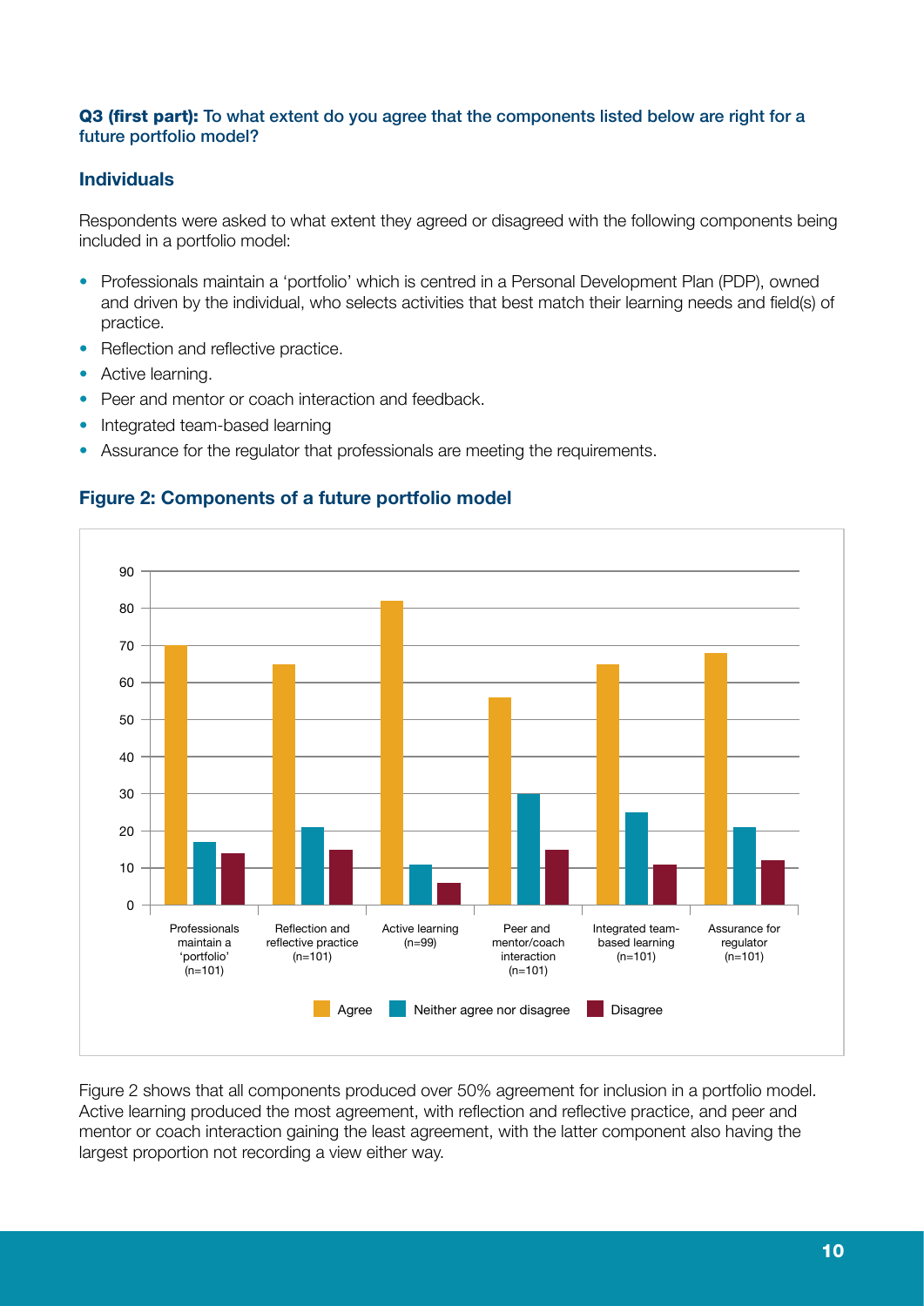**Q3 (first part):** To what extent do you agree that the components listed below are right for a future portfolio model?

### Individuals

Respondents were asked to what extent they agreed or disagreed with the following components being included in a portfolio model:

- Professionals maintain a 'portfolio' which is centred in a Personal Development Plan (PDP), owned and driven by the individual, who selects activities that best match their learning needs and field(s) of practice.
- Reflection and reflective practice.
- Active learning.
- Peer and mentor or coach interaction and feedback.
- Integrated team-based learning
- Assurance for the regulator that professionals are meeting the requirements.

### Figure 2: Components of a future portfolio model

| Component | Agree | Neither agree nor disagree | Disagree |
|---|---|---|---|
| Professionals maintain a 'portfolio' (n=101) | 70 | 17 | 14 |
| Reflection and reflective practice (n=101) | 65 | 21 | 15 |
| Active learning (n=99) | 82 | 11 | 6 |
| Peer and mentor/coach interaction (n=101) | 56 | 30 | 15 |
| Integrated team-based learning (n=101) | 65 | 25 | 11 |
| Assurance for regulator (n=101) | 68 | 21 | 12 |

Figure 2 shows that all components produced over 50% agreement for inclusion in a portfolio model. Active learning produced the most agreement, with reflection and reflective practice, and peer and mentor or coach interaction gaining the least agreement, with the latter component also having the largest proportion not recording a view either way.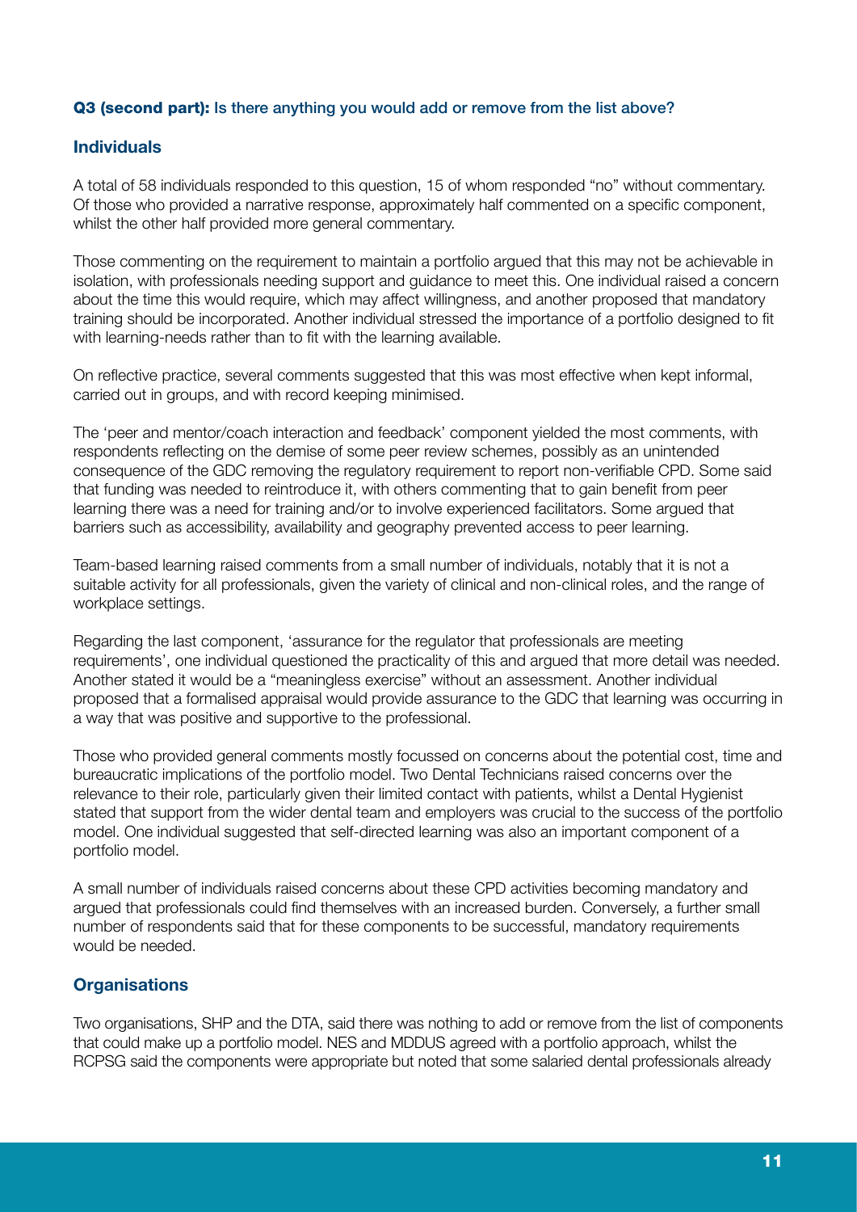**Q3 (second part):** Is there anything you would add or remove from the list above?

### Individuals

A total of 58 individuals responded to this question, 15 of whom responded "no" without commentary. Of those who provided a narrative response, approximately half commented on a specific component, whilst the other half provided more general commentary.

Those commenting on the requirement to maintain a portfolio argued that this may not be achievable in isolation, with professionals needing support and guidance to meet this. One individual raised a concern about the time this would require, which may affect willingness, and another proposed that mandatory training should be incorporated. Another individual stressed the importance of a portfolio designed to fit with learning-needs rather than to fit with the learning available.

On reflective practice, several comments suggested that this was most effective when kept informal, carried out in groups, and with record keeping minimised.

The 'peer and mentor/coach interaction and feedback' component yielded the most comments, with respondents reflecting on the demise of some peer review schemes, possibly as an unintended consequence of the GDC removing the regulatory requirement to report non-verifiable CPD. Some said that funding was needed to reintroduce it, with others commenting that to gain benefit from peer learning there was a need for training and/or to involve experienced facilitators. Some argued that barriers such as accessibility, availability and geography prevented access to peer learning.

Team-based learning raised comments from a small number of individuals, notably that it is not a suitable activity for all professionals, given the variety of clinical and non-clinical roles, and the range of workplace settings.

Regarding the last component, 'assurance for the regulator that professionals are meeting requirements', one individual questioned the practicality of this and argued that more detail was needed. Another stated it would be a "meaningless exercise" without an assessment. Another individual proposed that a formalised appraisal would provide assurance to the GDC that learning was occurring in a way that was positive and supportive to the professional.

Those who provided general comments mostly focussed on concerns about the potential cost, time and bureaucratic implications of the portfolio model. Two Dental Technicians raised concerns over the relevance to their role, particularly given their limited contact with patients, whilst a Dental Hygienist stated that support from the wider dental team and employers was crucial to the success of the portfolio model. One individual suggested that self-directed learning was also an important component of a portfolio model.

A small number of individuals raised concerns about these CPD activities becoming mandatory and argued that professionals could find themselves with an increased burden. Conversely, a further small number of respondents said that for these components to be successful, mandatory requirements would be needed.

### Organisations

Two organisations, SHP and the DTA, said there was nothing to add or remove from the list of components that could make up a portfolio model. NES and MDDUS agreed with a portfolio approach, whilst the RCPSG said the components were appropriate but noted that some salaried dental professionals already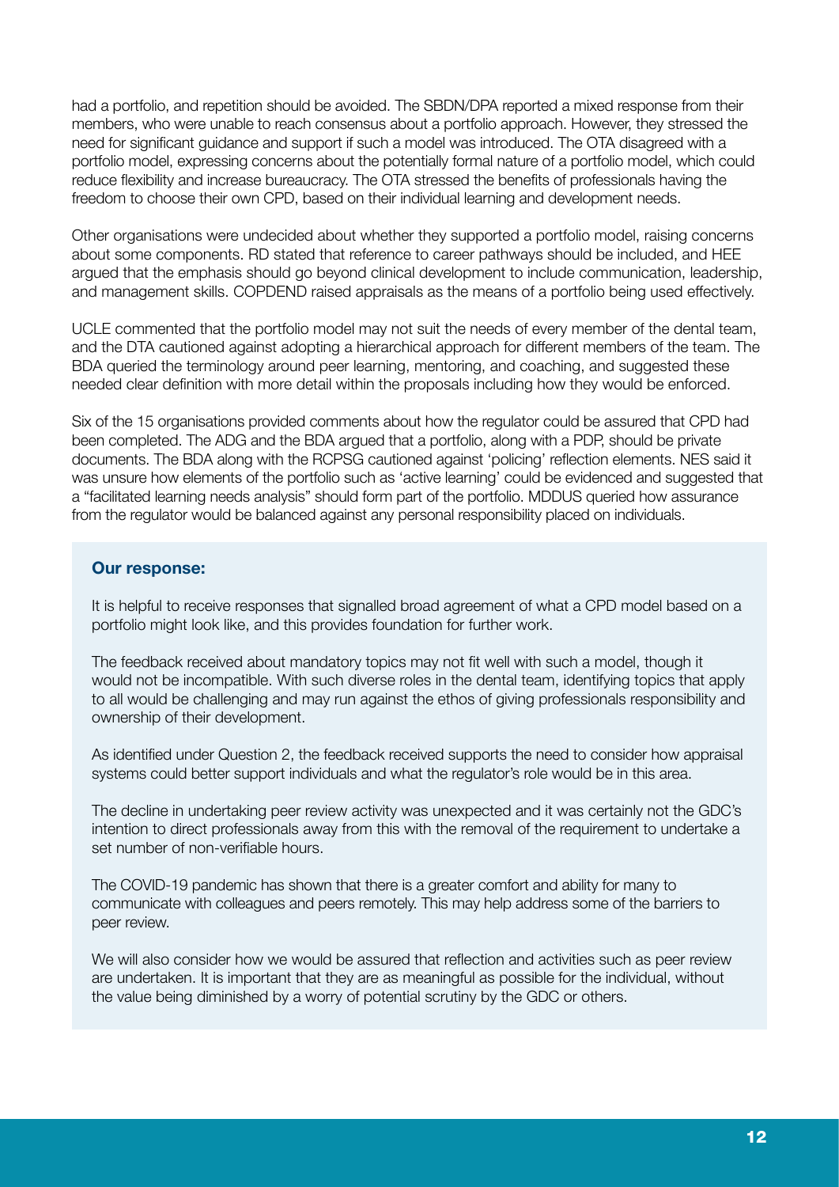had a portfolio, and repetition should be avoided. The SBDN/DPA reported a mixed response from their members, who were unable to reach consensus about a portfolio approach. However, they stressed the need for significant guidance and support if such a model was introduced. The OTA disagreed with a portfolio model, expressing concerns about the potentially formal nature of a portfolio model, which could reduce flexibility and increase bureaucracy. The OTA stressed the benefits of professionals having the freedom to choose their own CPD, based on their individual learning and development needs.

Other organisations were undecided about whether they supported a portfolio model, raising concerns about some components. RD stated that reference to career pathways should be included, and HEE argued that the emphasis should go beyond clinical development to include communication, leadership, and management skills. COPDEND raised appraisals as the means of a portfolio being used effectively.

UCLE commented that the portfolio model may not suit the needs of every member of the dental team, and the DTA cautioned against adopting a hierarchical approach for different members of the team. The BDA queried the terminology around peer learning, mentoring, and coaching, and suggested these needed clear definition with more detail within the proposals including how they would be enforced.

Six of the 15 organisations provided comments about how the regulator could be assured that CPD had been completed. The ADG and the BDA argued that a portfolio, along with a PDP, should be private documents. The BDA along with the RCPSG cautioned against 'policing' reflection elements. NES said it was unsure how elements of the portfolio such as 'active learning' could be evidenced and suggested that a "facilitated learning needs analysis" should form part of the portfolio. MDDUS queried how assurance from the regulator would be balanced against any personal responsibility placed on individuals.

**Our response:**

It is helpful to receive responses that signalled broad agreement of what a CPD model based on a portfolio might look like, and this provides foundation for further work.

The feedback received about mandatory topics may not fit well with such a model, though it would not be incompatible. With such diverse roles in the dental team, identifying topics that apply to all would be challenging and may run against the ethos of giving professionals responsibility and ownership of their development.

As identified under Question 2, the feedback received supports the need to consider how appraisal systems could better support individuals and what the regulator's role would be in this area.

The decline in undertaking peer review activity was unexpected and it was certainly not the GDC's intention to direct professionals away from this with the removal of the requirement to undertake a set number of non-verifiable hours.

The COVID-19 pandemic has shown that there is a greater comfort and ability for many to communicate with colleagues and peers remotely. This may help address some of the barriers to peer review.

We will also consider how we would be assured that reflection and activities such as peer review are undertaken. It is important that they are as meaningful as possible for the individual, without the value being diminished by a worry of potential scrutiny by the GDC or others.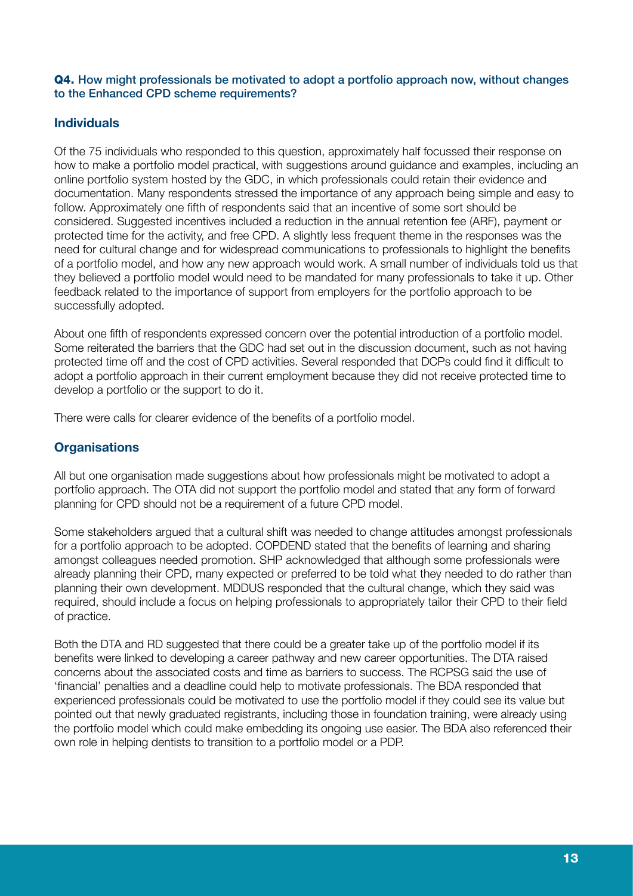**Q4.** How might professionals be motivated to adopt a portfolio approach now, without changes to the Enhanced CPD scheme requirements?

### Individuals

Of the 75 individuals who responded to this question, approximately half focussed their response on how to make a portfolio model practical, with suggestions around guidance and examples, including an online portfolio system hosted by the GDC, in which professionals could retain their evidence and documentation. Many respondents stressed the importance of any approach being simple and easy to follow. Approximately one fifth of respondents said that an incentive of some sort should be considered. Suggested incentives included a reduction in the annual retention fee (ARF), payment or protected time for the activity, and free CPD. A slightly less frequent theme in the responses was the need for cultural change and for widespread communications to professionals to highlight the benefits of a portfolio model, and how any new approach would work. A small number of individuals told us that they believed a portfolio model would need to be mandated for many professionals to take it up. Other feedback related to the importance of support from employers for the portfolio approach to be successfully adopted.

About one fifth of respondents expressed concern over the potential introduction of a portfolio model. Some reiterated the barriers that the GDC had set out in the discussion document, such as not having protected time off and the cost of CPD activities. Several responded that DCPs could find it difficult to adopt a portfolio approach in their current employment because they did not receive protected time to develop a portfolio or the support to do it.

There were calls for clearer evidence of the benefits of a portfolio model.

### Organisations

All but one organisation made suggestions about how professionals might be motivated to adopt a portfolio approach. The OTA did not support the portfolio model and stated that any form of forward planning for CPD should not be a requirement of a future CPD model.

Some stakeholders argued that a cultural shift was needed to change attitudes amongst professionals for a portfolio approach to be adopted. COPDEND stated that the benefits of learning and sharing amongst colleagues needed promotion. SHP acknowledged that although some professionals were already planning their CPD, many expected or preferred to be told what they needed to do rather than planning their own development. MDDUS responded that the cultural change, which they said was required, should include a focus on helping professionals to appropriately tailor their CPD to their field of practice.

Both the DTA and RD suggested that there could be a greater take up of the portfolio model if its benefits were linked to developing a career pathway and new career opportunities. The DTA raised concerns about the associated costs and time as barriers to success. The RCPSG said the use of 'financial' penalties and a deadline could help to motivate professionals. The BDA responded that experienced professionals could be motivated to use the portfolio model if they could see its value but pointed out that newly graduated registrants, including those in foundation training, were already using the portfolio model which could make embedding its ongoing use easier. The BDA also referenced their own role in helping dentists to transition to a portfolio model or a PDP.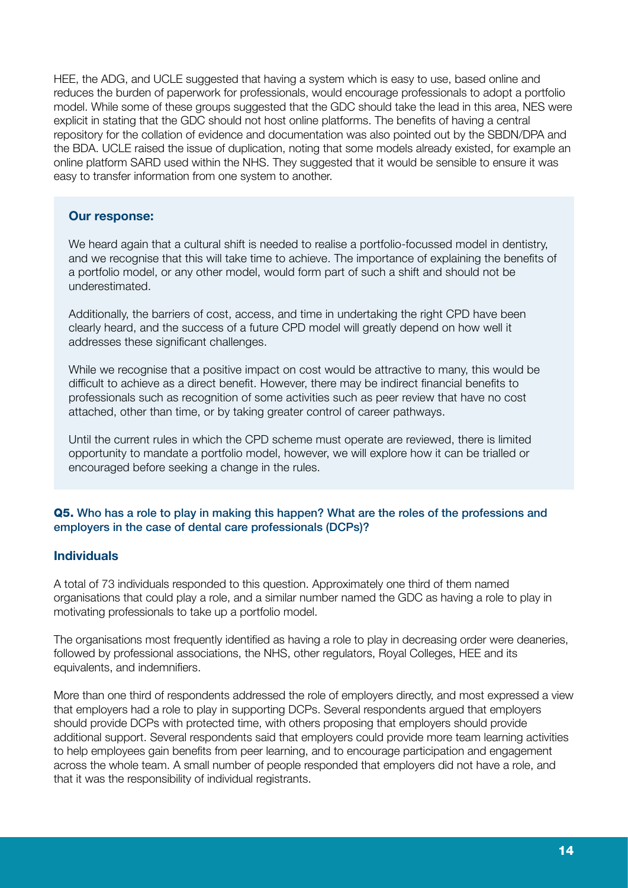HEE, the ADG, and UCLE suggested that having a system which is easy to use, based online and reduces the burden of paperwork for professionals, would encourage professionals to adopt a portfolio model. While some of these groups suggested that the GDC should take the lead in this area, NES were explicit in stating that the GDC should not host online platforms. The benefits of having a central repository for the collation of evidence and documentation was also pointed out by the SBDN/DPA and the BDA. UCLE raised the issue of duplication, noting that some models already existed, for example an online platform SARD used within the NHS. They suggested that it would be sensible to ensure it was easy to transfer information from one system to another.

**Our response:**

We heard again that a cultural shift is needed to realise a portfolio-focussed model in dentistry, and we recognise that this will take time to achieve. The importance of explaining the benefits of a portfolio model, or any other model, would form part of such a shift and should not be underestimated.

Additionally, the barriers of cost, access, and time in undertaking the right CPD have been clearly heard, and the success of a future CPD model will greatly depend on how well it addresses these significant challenges.

While we recognise that a positive impact on cost would be attractive to many, this would be difficult to achieve as a direct benefit. However, there may be indirect financial benefits to professionals such as recognition of some activities such as peer review that have no cost attached, other than time, or by taking greater control of career pathways.

Until the current rules in which the CPD scheme must operate are reviewed, there is limited opportunity to mandate a portfolio model, however, we will explore how it can be trialled or encouraged before seeking a change in the rules.

### **Q5.** Who has a role to play in making this happen? What are the roles of the professions and employers in the case of dental care professionals (DCPs)?

### Individuals

A total of 73 individuals responded to this question. Approximately one third of them named organisations that could play a role, and a similar number named the GDC as having a role to play in motivating professionals to take up a portfolio model.

The organisations most frequently identified as having a role to play in decreasing order were deaneries, followed by professional associations, the NHS, other regulators, Royal Colleges, HEE and its equivalents, and indemnifiers.

More than one third of respondents addressed the role of employers directly, and most expressed a view that employers had a role to play in supporting DCPs. Several respondents argued that employers should provide DCPs with protected time, with others proposing that employers should provide additional support. Several respondents said that employers could provide more team learning activities to help employees gain benefits from peer learning, and to encourage participation and engagement across the whole team. A small number of people responded that employers did not have a role, and that it was the responsibility of individual registrants.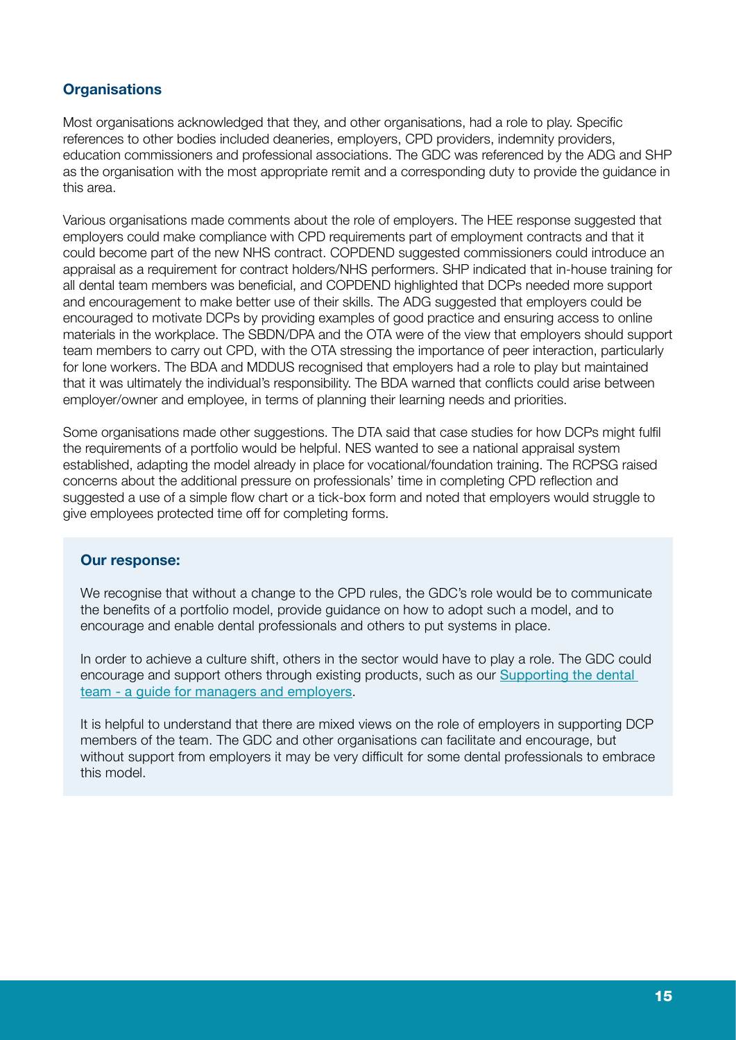### Organisations

Most organisations acknowledged that they, and other organisations, had a role to play. Specific references to other bodies included deaneries, employers, CPD providers, indemnity providers, education commissioners and professional associations. The GDC was referenced by the ADG and SHP as the organisation with the most appropriate remit and a corresponding duty to provide the guidance in this area.

Various organisations made comments about the role of employers. The HEE response suggested that employers could make compliance with CPD requirements part of employment contracts and that it could become part of the new NHS contract. COPDEND suggested commissioners could introduce an appraisal as a requirement for contract holders/NHS performers. SHP indicated that in-house training for all dental team members was beneficial, and COPDEND highlighted that DCPs needed more support and encouragement to make better use of their skills. The ADG suggested that employers could be encouraged to motivate DCPs by providing examples of good practice and ensuring access to online materials in the workplace. The SBDN/DPA and the OTA were of the view that employers should support team members to carry out CPD, with the OTA stressing the importance of peer interaction, particularly for lone workers. The BDA and MDDUS recognised that employers had a role to play but maintained that it was ultimately the individual's responsibility. The BDA warned that conflicts could arise between employer/owner and employee, in terms of planning their learning needs and priorities.

Some organisations made other suggestions. The DTA said that case studies for how DCPs might fulfil the requirements of a portfolio would be helpful. NES wanted to see a national appraisal system established, adapting the model already in place for vocational/foundation training. The RCPSG raised concerns about the additional pressure on professionals' time in completing CPD reflection and suggested a use of a simple flow chart or a tick-box form and noted that employers would struggle to give employees protected time off for completing forms.

**Our response:**

We recognise that without a change to the CPD rules, the GDC's role would be to communicate the benefits of a portfolio model, provide guidance on how to adopt such a model, and to encourage and enable dental professionals and others to put systems in place.

In order to achieve a culture shift, others in the sector would have to play a role. The GDC could encourage and support others through existing products, such as our Supporting the dental team - a guide for managers and employers.

It is helpful to understand that there are mixed views on the role of employers in supporting DCP members of the team. The GDC and other organisations can facilitate and encourage, but without support from employers it may be very difficult for some dental professionals to embrace this model.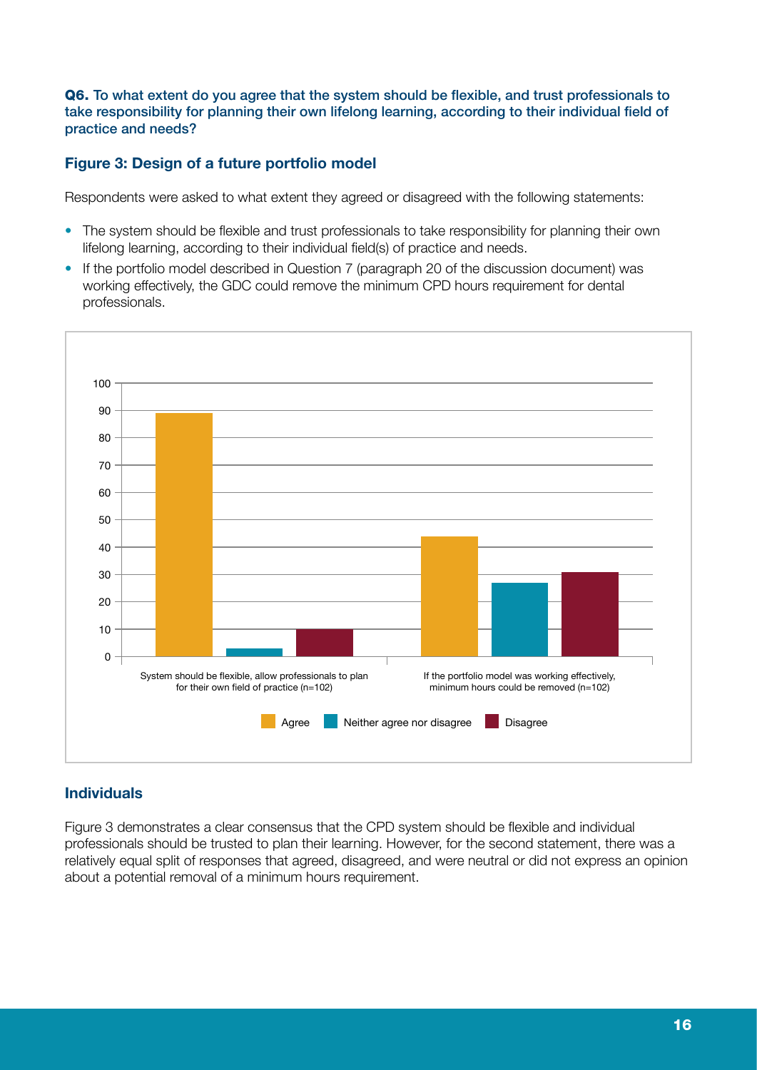**Q6.** To what extent do you agree that the system should be flexible, and trust professionals to take responsibility for planning their own lifelong learning, according to their individual field of practice and needs?

### Figure 3: Design of a future portfolio model

Respondents were asked to what extent they agreed or disagreed with the following statements:

- The system should be flexible and trust professionals to take responsibility for planning their own lifelong learning, according to their individual field(s) of practice and needs.
- If the portfolio model described in Question 7 (paragraph 20 of the discussion document) was working effectively, the GDC could remove the minimum CPD hours requirement for dental professionals.

| | Agree | Neither agree nor disagree | Disagree |
|---|---|---|---|
| System should be flexible, allow professionals to plan for their own field of practice (n=102) | 89 | 3 | 10 |
| If the portfolio model was working effectively, minimum hours could be removed (n=102) | 44 | 27 | 31 |

### Individuals

Figure 3 demonstrates a clear consensus that the CPD system should be flexible and individual professionals should be trusted to plan their learning. However, for the second statement, there was a relatively equal split of responses that agreed, disagreed, and were neutral or did not express an opinion about a potential removal of a minimum hours requirement.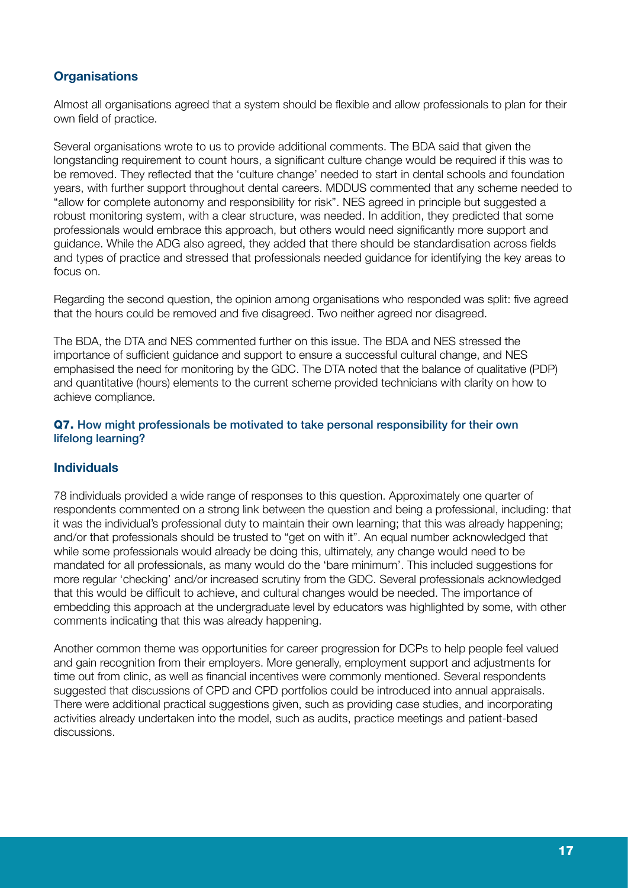### Organisations

Almost all organisations agreed that a system should be flexible and allow professionals to plan for their own field of practice.

Several organisations wrote to us to provide additional comments. The BDA said that given the longstanding requirement to count hours, a significant culture change would be required if this was to be removed. They reflected that the 'culture change' needed to start in dental schools and foundation years, with further support throughout dental careers. MDDUS commented that any scheme needed to "allow for complete autonomy and responsibility for risk". NES agreed in principle but suggested a robust monitoring system, with a clear structure, was needed. In addition, they predicted that some professionals would embrace this approach, but others would need significantly more support and guidance. While the ADG also agreed, they added that there should be standardisation across fields and types of practice and stressed that professionals needed guidance for identifying the key areas to focus on.

Regarding the second question, the opinion among organisations who responded was split: five agreed that the hours could be removed and five disagreed. Two neither agreed nor disagreed.

The BDA, the DTA and NES commented further on this issue. The BDA and NES stressed the importance of sufficient guidance and support to ensure a successful cultural change, and NES emphasised the need for monitoring by the GDC. The DTA noted that the balance of qualitative (PDP) and quantitative (hours) elements to the current scheme provided technicians with clarity on how to achieve compliance.

#### **Q7.** How might professionals be motivated to take personal responsibility for their own lifelong learning?

### Individuals

78 individuals provided a wide range of responses to this question. Approximately one quarter of respondents commented on a strong link between the question and being a professional, including: that it was the individual's professional duty to maintain their own learning; that this was already happening; and/or that professionals should be trusted to "get on with it". An equal number acknowledged that while some professionals would already be doing this, ultimately, any change would need to be mandated for all professionals, as many would do the 'bare minimum'. This included suggestions for more regular 'checking' and/or increased scrutiny from the GDC. Several professionals acknowledged that this would be difficult to achieve, and cultural changes would be needed. The importance of embedding this approach at the undergraduate level by educators was highlighted by some, with other comments indicating that this was already happening.

Another common theme was opportunities for career progression for DCPs to help people feel valued and gain recognition from their employers. More generally, employment support and adjustments for time out from clinic, as well as financial incentives were commonly mentioned. Several respondents suggested that discussions of CPD and CPD portfolios could be introduced into annual appraisals. There were additional practical suggestions given, such as providing case studies, and incorporating activities already undertaken into the model, such as audits, practice meetings and patient-based discussions.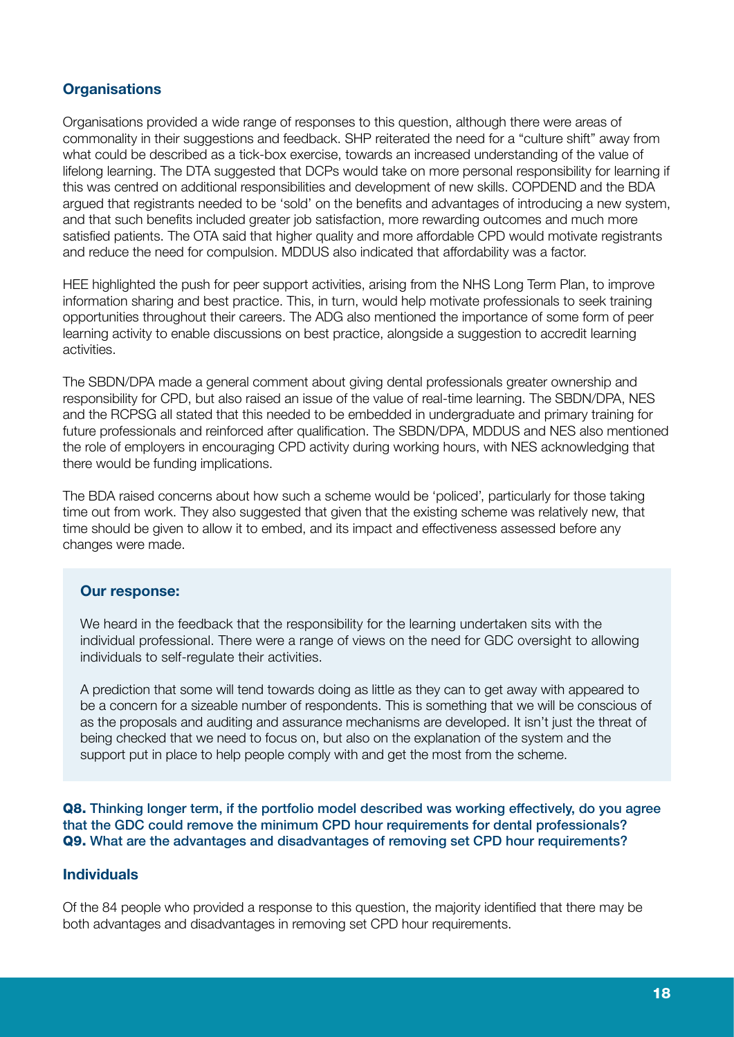### Organisations

Organisations provided a wide range of responses to this question, although there were areas of commonality in their suggestions and feedback. SHP reiterated the need for a "culture shift" away from what could be described as a tick-box exercise, towards an increased understanding of the value of lifelong learning. The DTA suggested that DCPs would take on more personal responsibility for learning if this was centred on additional responsibilities and development of new skills. COPDEND and the BDA argued that registrants needed to be 'sold' on the benefits and advantages of introducing a new system, and that such benefits included greater job satisfaction, more rewarding outcomes and much more satisfied patients. The OTA said that higher quality and more affordable CPD would motivate registrants and reduce the need for compulsion. MDDUS also indicated that affordability was a factor.

HEE highlighted the push for peer support activities, arising from the NHS Long Term Plan, to improve information sharing and best practice. This, in turn, would help motivate professionals to seek training opportunities throughout their careers. The ADG also mentioned the importance of some form of peer learning activity to enable discussions on best practice, alongside a suggestion to accredit learning activities.

The SBDN/DPA made a general comment about giving dental professionals greater ownership and responsibility for CPD, but also raised an issue of the value of real-time learning. The SBDN/DPA, NES and the RCPSG all stated that this needed to be embedded in undergraduate and primary training for future professionals and reinforced after qualification. The SBDN/DPA, MDDUS and NES also mentioned the role of employers in encouraging CPD activity during working hours, with NES acknowledging that there would be funding implications.

The BDA raised concerns about how such a scheme would be 'policed', particularly for those taking time out from work. They also suggested that given that the existing scheme was relatively new, that time should be given to allow it to embed, and its impact and effectiveness assessed before any changes were made.

> **Our response:**
>
> We heard in the feedback that the responsibility for the learning undertaken sits with the individual professional. There were a range of views on the need for GDC oversight to allowing individuals to self-regulate their activities.
>
> A prediction that some will tend towards doing as little as they can to get away with appeared to be a concern for a sizeable number of respondents. This is something that we will be conscious of as the proposals and auditing and assurance mechanisms are developed. It isn't just the threat of being checked that we need to focus on, but also on the explanation of the system and the support put in place to help people comply with and get the most from the scheme.

**Q8.** **Thinking longer term, if the portfolio model described was working effectively, do you agree that the GDC could remove the minimum CPD hour requirements for dental professionals?**
**Q9.** **What are the advantages and disadvantages of removing set CPD hour requirements?**

### Individuals

Of the 84 people who provided a response to this question, the majority identified that there may be both advantages and disadvantages in removing set CPD hour requirements.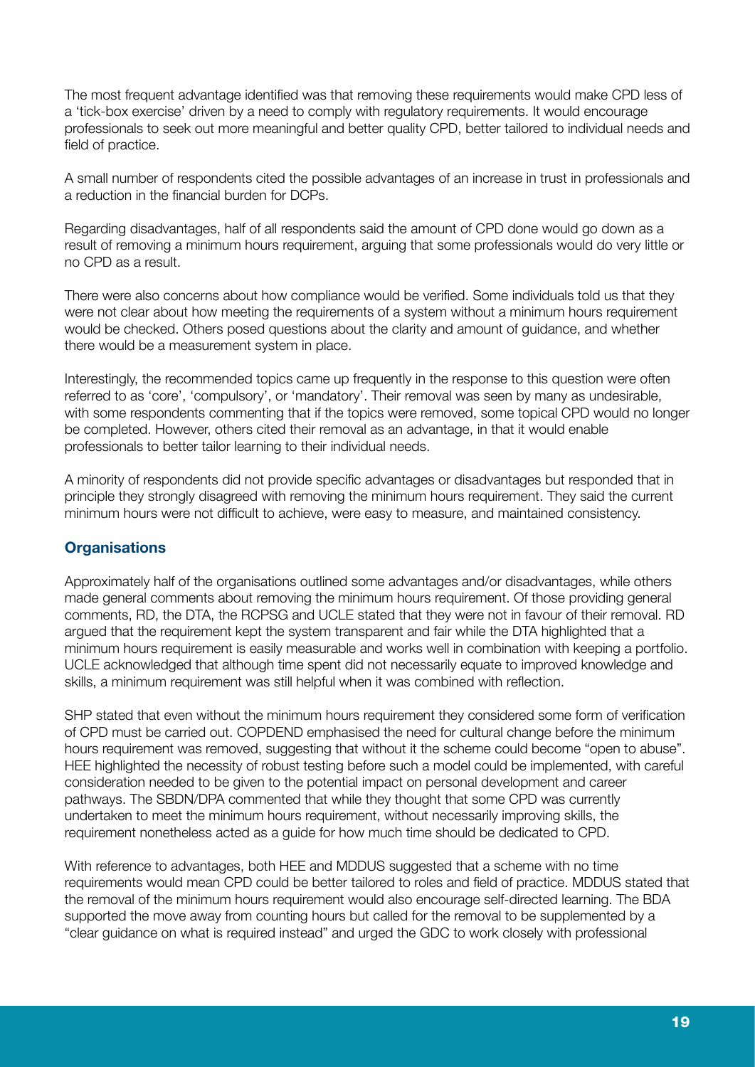The most frequent advantage identified was that removing these requirements would make CPD less of a 'tick-box exercise' driven by a need to comply with regulatory requirements. It would encourage professionals to seek out more meaningful and better quality CPD, better tailored to individual needs and field of practice.

A small number of respondents cited the possible advantages of an increase in trust in professionals and a reduction in the financial burden for DCPs.

Regarding disadvantages, half of all respondents said the amount of CPD done would go down as a result of removing a minimum hours requirement, arguing that some professionals would do very little or no CPD as a result.

There were also concerns about how compliance would be verified. Some individuals told us that they were not clear about how meeting the requirements of a system without a minimum hours requirement would be checked. Others posed questions about the clarity and amount of guidance, and whether there would be a measurement system in place.

Interestingly, the recommended topics came up frequently in the response to this question were often referred to as 'core', 'compulsory', or 'mandatory'. Their removal was seen by many as undesirable, with some respondents commenting that if the topics were removed, some topical CPD would no longer be completed. However, others cited their removal as an advantage, in that it would enable professionals to better tailor learning to their individual needs.

A minority of respondents did not provide specific advantages or disadvantages but responded that in principle they strongly disagreed with removing the minimum hours requirement. They said the current minimum hours were not difficult to achieve, were easy to measure, and maintained consistency.

### Organisations

Approximately half of the organisations outlined some advantages and/or disadvantages, while others made general comments about removing the minimum hours requirement. Of those providing general comments, RD, the DTA, the RCPSG and UCLE stated that they were not in favour of their removal. RD argued that the requirement kept the system transparent and fair while the DTA highlighted that a minimum hours requirement is easily measurable and works well in combination with keeping a portfolio. UCLE acknowledged that although time spent did not necessarily equate to improved knowledge and skills, a minimum requirement was still helpful when it was combined with reflection.

SHP stated that even without the minimum hours requirement they considered some form of verification of CPD must be carried out. COPDEND emphasised the need for cultural change before the minimum hours requirement was removed, suggesting that without it the scheme could become "open to abuse". HEE highlighted the necessity of robust testing before such a model could be implemented, with careful consideration needed to be given to the potential impact on personal development and career pathways. The SBDN/DPA commented that while they thought that some CPD was currently undertaken to meet the minimum hours requirement, without necessarily improving skills, the requirement nonetheless acted as a guide for how much time should be dedicated to CPD.

With reference to advantages, both HEE and MDDUS suggested that a scheme with no time requirements would mean CPD could be better tailored to roles and field of practice. MDDUS stated that the removal of the minimum hours requirement would also encourage self-directed learning. The BDA supported the move away from counting hours but called for the removal to be supplemented by a "clear guidance on what is required instead" and urged the GDC to work closely with professional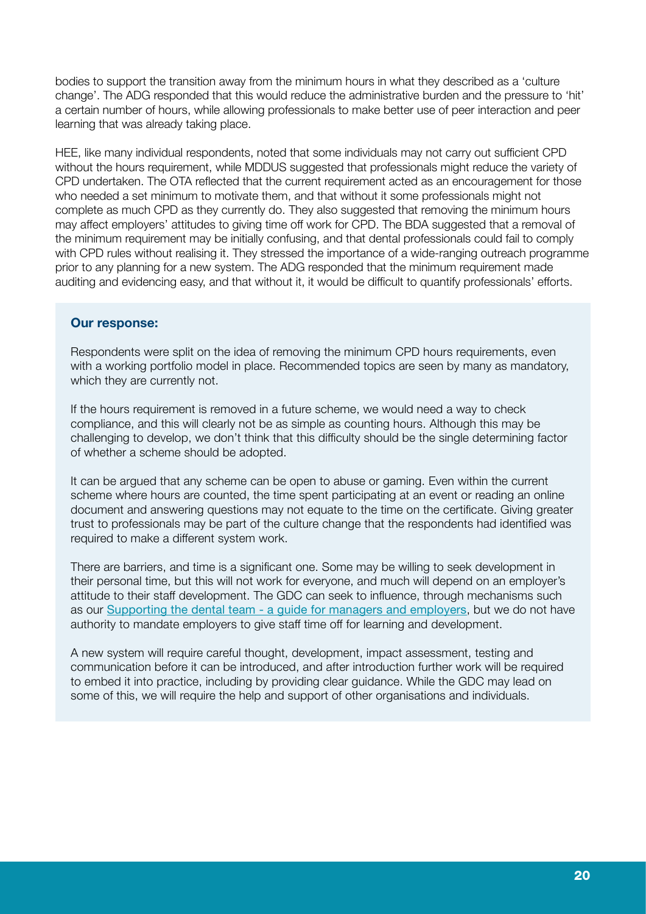bodies to support the transition away from the minimum hours in what they described as a 'culture change'. The ADG responded that this would reduce the administrative burden and the pressure to 'hit' a certain number of hours, while allowing professionals to make better use of peer interaction and peer learning that was already taking place.

HEE, like many individual respondents, noted that some individuals may not carry out sufficient CPD without the hours requirement, while MDDUS suggested that professionals might reduce the variety of CPD undertaken. The OTA reflected that the current requirement acted as an encouragement for those who needed a set minimum to motivate them, and that without it some professionals might not complete as much CPD as they currently do. They also suggested that removing the minimum hours may affect employers' attitudes to giving time off work for CPD. The BDA suggested that a removal of the minimum requirement may be initially confusing, and that dental professionals could fail to comply with CPD rules without realising it. They stressed the importance of a wide-ranging outreach programme prior to any planning for a new system. The ADG responded that the minimum requirement made auditing and evidencing easy, and that without it, it would be difficult to quantify professionals' efforts.

**Our response:**

Respondents were split on the idea of removing the minimum CPD hours requirements, even with a working portfolio model in place. Recommended topics are seen by many as mandatory, which they are currently not.

If the hours requirement is removed in a future scheme, we would need a way to check compliance, and this will clearly not be as simple as counting hours. Although this may be challenging to develop, we don't think that this difficulty should be the single determining factor of whether a scheme should be adopted.

It can be argued that any scheme can be open to abuse or gaming. Even within the current scheme where hours are counted, the time spent participating at an event or reading an online document and answering questions may not equate to the time on the certificate. Giving greater trust to professionals may be part of the culture change that the respondents had identified was required to make a different system work.

There are barriers, and time is a significant one. Some may be willing to seek development in their personal time, but this will not work for everyone, and much will depend on an employer's attitude to their staff development. The GDC can seek to influence, through mechanisms such as our Supporting the dental team - a guide for managers and employers, but we do not have authority to mandate employers to give staff time off for learning and development.

A new system will require careful thought, development, impact assessment, testing and communication before it can be introduced, and after introduction further work will be required to embed it into practice, including by providing clear guidance. While the GDC may lead on some of this, we will require the help and support of other organisations and individuals.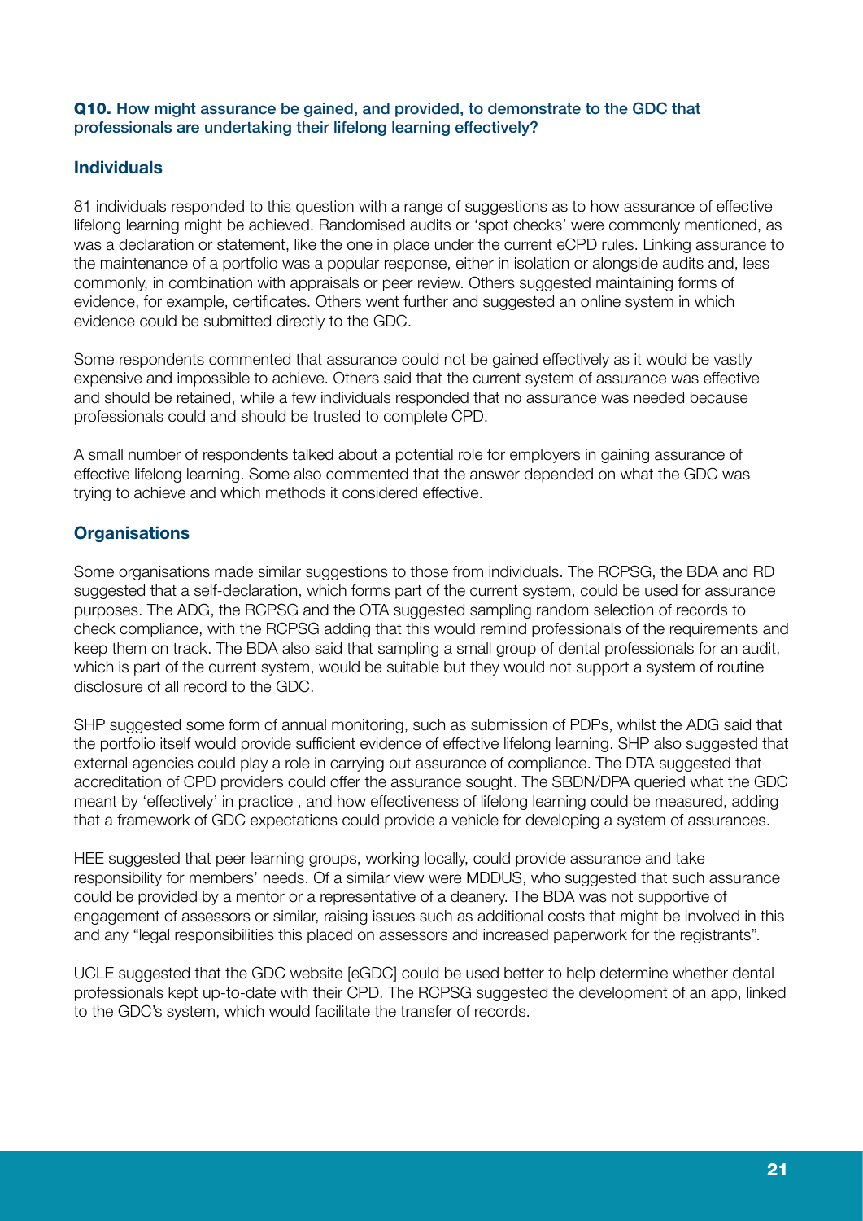**Q10.** How might assurance be gained, and provided, to demonstrate to the GDC that professionals are undertaking their lifelong learning effectively?

## Individuals

81 individuals responded to this question with a range of suggestions as to how assurance of effective lifelong learning might be achieved. Randomised audits or 'spot checks' were commonly mentioned, as was a declaration or statement, like the one in place under the current eCPD rules. Linking assurance to the maintenance of a portfolio was a popular response, either in isolation or alongside audits and, less commonly, in combination with appraisals or peer review. Others suggested maintaining forms of evidence, for example, certificates. Others went further and suggested an online system in which evidence could be submitted directly to the GDC.

Some respondents commented that assurance could not be gained effectively as it would be vastly expensive and impossible to achieve. Others said that the current system of assurance was effective and should be retained, while a few individuals responded that no assurance was needed because professionals could and should be trusted to complete CPD.

A small number of respondents talked about a potential role for employers in gaining assurance of effective lifelong learning. Some also commented that the answer depended on what the GDC was trying to achieve and which methods it considered effective.

## Organisations

Some organisations made similar suggestions to those from individuals. The RCPSG, the BDA and RD suggested that a self-declaration, which forms part of the current system, could be used for assurance purposes. The ADG, the RCPSG and the OTA suggested sampling random selection of records to check compliance, with the RCPSG adding that this would remind professionals of the requirements and keep them on track. The BDA also said that sampling a small group of dental professionals for an audit, which is part of the current system, would be suitable but they would not support a system of routine disclosure of all record to the GDC.

SHP suggested some form of annual monitoring, such as submission of PDPs, whilst the ADG said that the portfolio itself would provide sufficient evidence of effective lifelong learning. SHP also suggested that external agencies could play a role in carrying out assurance of compliance. The DTA suggested that accreditation of CPD providers could offer the assurance sought. The SBDN/DPA queried what the GDC meant by 'effectively' in practice , and how effectiveness of lifelong learning could be measured, adding that a framework of GDC expectations could provide a vehicle for developing a system of assurances.

HEE suggested that peer learning groups, working locally, could provide assurance and take responsibility for members' needs. Of a similar view were MDDUS, who suggested that such assurance could be provided by a mentor or a representative of a deanery. The BDA was not supportive of engagement of assessors or similar, raising issues such as additional costs that might be involved in this and any "legal responsibilities this placed on assessors and increased paperwork for the registrants".

UCLE suggested that the GDC website [eGDC] could be used better to help determine whether dental professionals kept up-to-date with their CPD. The RCPSG suggested the development of an app, linked to the GDC's system, which would facilitate the transfer of records.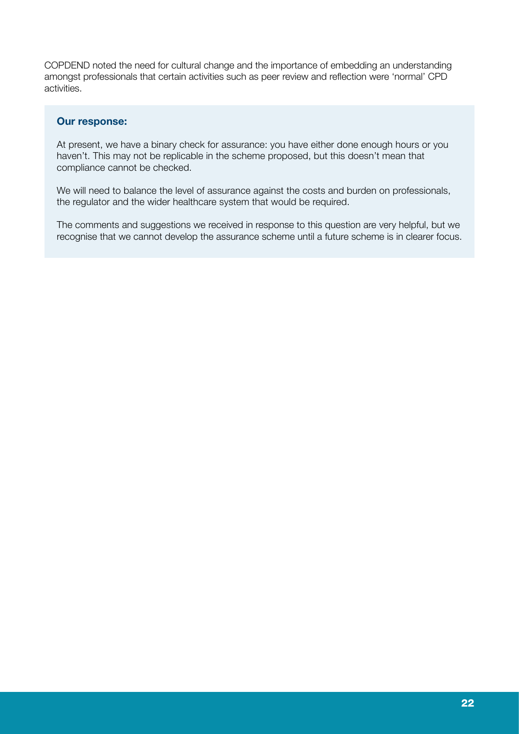COPDEND noted the need for cultural change and the importance of embedding an understanding amongst professionals that certain activities such as peer review and reflection were 'normal' CPD activities.

**Our response:**

At present, we have a binary check for assurance: you have either done enough hours or you haven't. This may not be replicable in the scheme proposed, but this doesn't mean that compliance cannot be checked.

We will need to balance the level of assurance against the costs and burden on professionals, the regulator and the wider healthcare system that would be required.

The comments and suggestions we received in response to this question are very helpful, but we recognise that we cannot develop the assurance scheme until a future scheme is in clearer focus.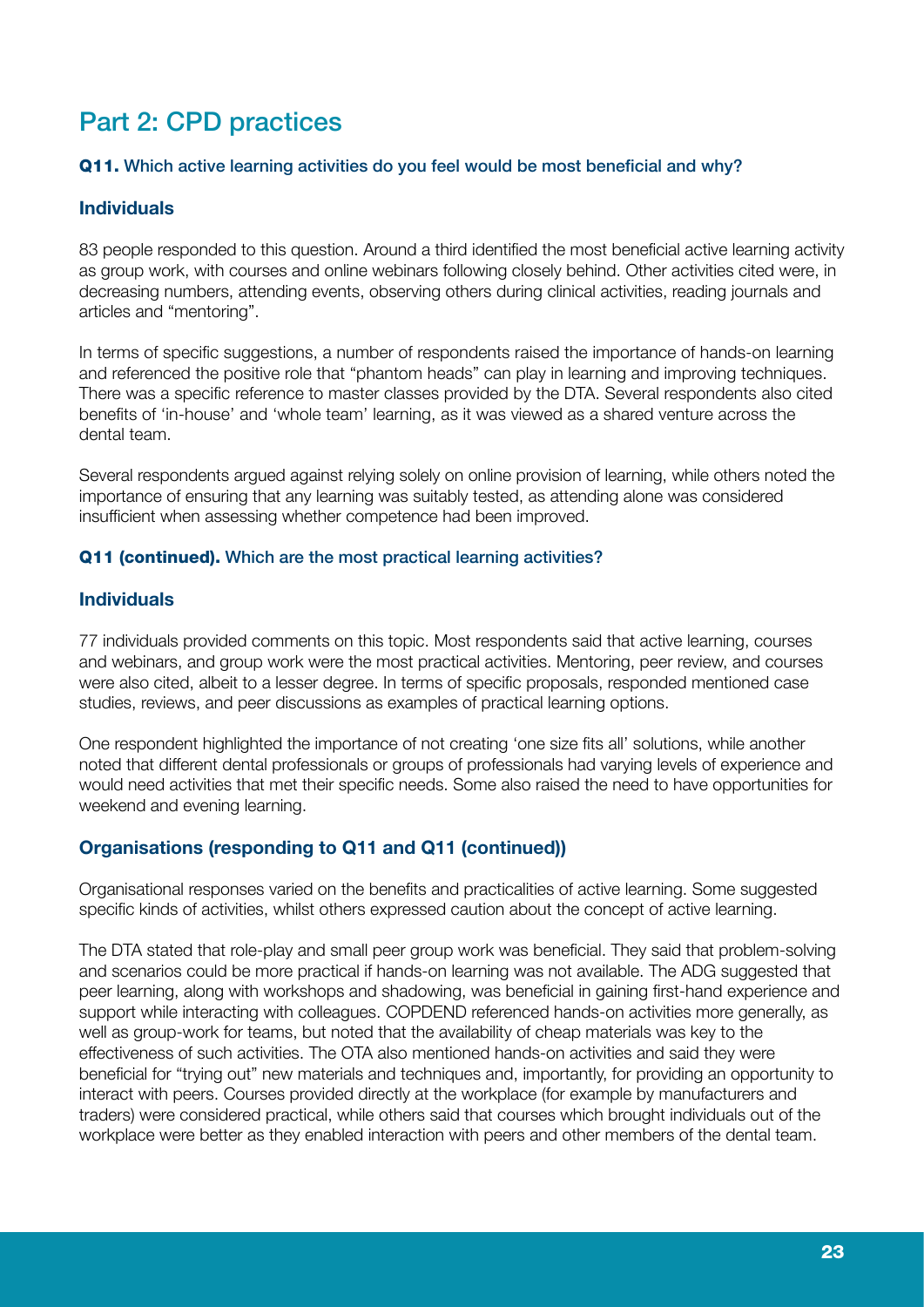## Part 2: CPD practices

### **Q11.** Which active learning activities do you feel would be most beneficial and why?

#### Individuals

83 people responded to this question. Around a third identified the most beneficial active learning activity as group work, with courses and online webinars following closely behind. Other activities cited were, in decreasing numbers, attending events, observing others during clinical activities, reading journals and articles and "mentoring".

In terms of specific suggestions, a number of respondents raised the importance of hands-on learning and referenced the positive role that "phantom heads" can play in learning and improving techniques. There was a specific reference to master classes provided by the DTA. Several respondents also cited benefits of 'in-house' and 'whole team' learning, as it was viewed as a shared venture across the dental team.

Several respondents argued against relying solely on online provision of learning, while others noted the importance of ensuring that any learning was suitably tested, as attending alone was considered insufficient when assessing whether competence had been improved.

### **Q11 (continued).** Which are the most practical learning activities?

#### Individuals

77 individuals provided comments on this topic. Most respondents said that active learning, courses and webinars, and group work were the most practical activities. Mentoring, peer review, and courses were also cited, albeit to a lesser degree. In terms of specific proposals, responded mentioned case studies, reviews, and peer discussions as examples of practical learning options.

One respondent highlighted the importance of not creating 'one size fits all' solutions, while another noted that different dental professionals or groups of professionals had varying levels of experience and would need activities that met their specific needs. Some also raised the need to have opportunities for weekend and evening learning.

#### Organisations (responding to Q11 and Q11 (continued))

Organisational responses varied on the benefits and practicalities of active learning. Some suggested specific kinds of activities, whilst others expressed caution about the concept of active learning.

The DTA stated that role-play and small peer group work was beneficial. They said that problem-solving and scenarios could be more practical if hands-on learning was not available. The ADG suggested that peer learning, along with workshops and shadowing, was beneficial in gaining first-hand experience and support while interacting with colleagues. COPDEND referenced hands-on activities more generally, as well as group-work for teams, but noted that the availability of cheap materials was key to the effectiveness of such activities. The OTA also mentioned hands-on activities and said they were beneficial for "trying out" new materials and techniques and, importantly, for providing an opportunity to interact with peers. Courses provided directly at the workplace (for example by manufacturers and traders) were considered practical, while others said that courses which brought individuals out of the workplace were better as they enabled interaction with peers and other members of the dental team.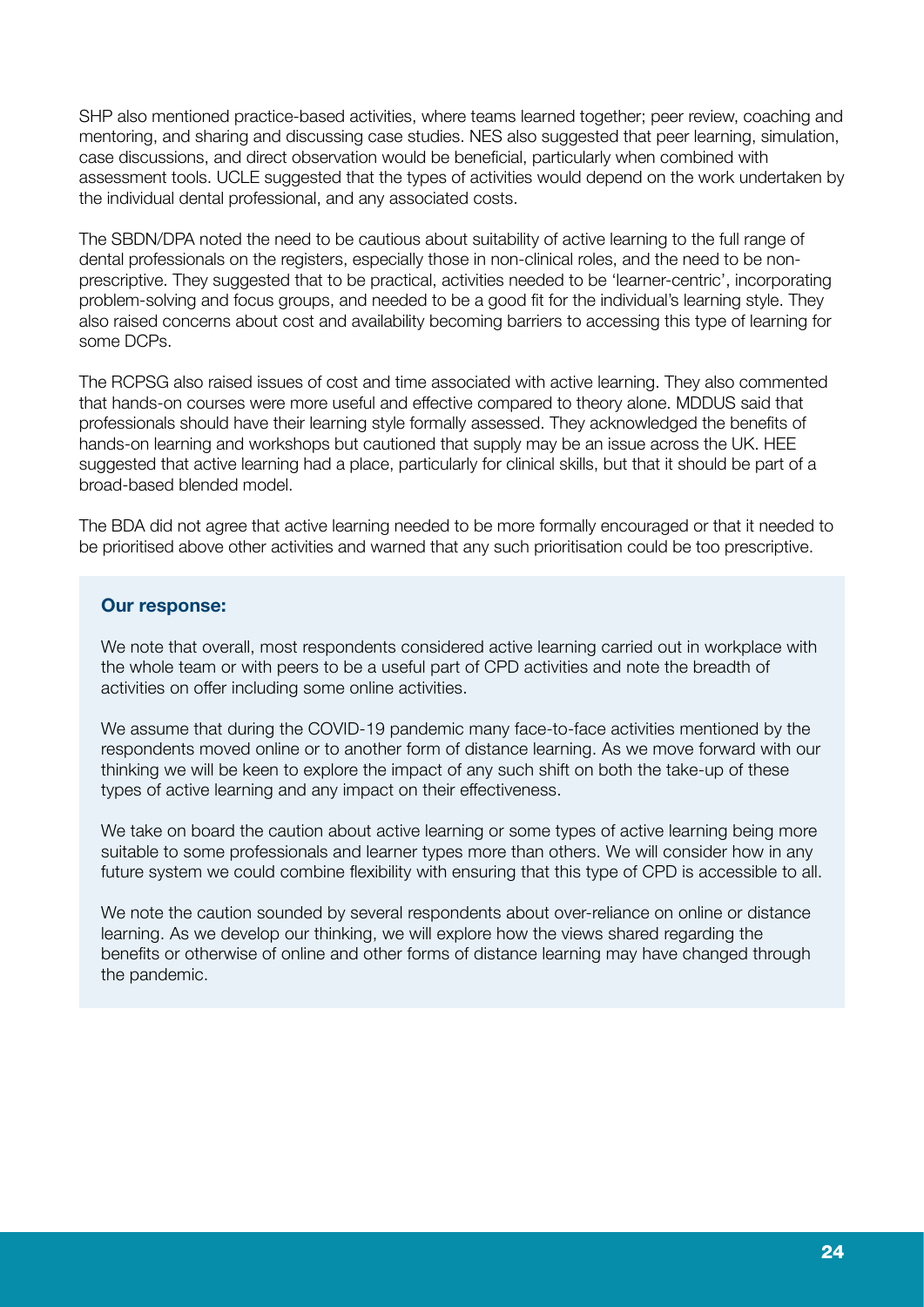SHP also mentioned practice-based activities, where teams learned together; peer review, coaching and mentoring, and sharing and discussing case studies. NES also suggested that peer learning, simulation, case discussions, and direct observation would be beneficial, particularly when combined with assessment tools. UCLE suggested that the types of activities would depend on the work undertaken by the individual dental professional, and any associated costs.

The SBDN/DPA noted the need to be cautious about suitability of active learning to the full range of dental professionals on the registers, especially those in non-clinical roles, and the need to be non-prescriptive. They suggested that to be practical, activities needed to be 'learner-centric', incorporating problem-solving and focus groups, and needed to be a good fit for the individual's learning style. They also raised concerns about cost and availability becoming barriers to accessing this type of learning for some DCPs.

The RCPSG also raised issues of cost and time associated with active learning. They also commented that hands-on courses were more useful and effective compared to theory alone. MDDUS said that professionals should have their learning style formally assessed. They acknowledged the benefits of hands-on learning and workshops but cautioned that supply may be an issue across the UK. HEE suggested that active learning had a place, particularly for clinical skills, but that it should be part of a broad-based blended model.

The BDA did not agree that active learning needed to be more formally encouraged or that it needed to be prioritised above other activities and warned that any such prioritisation could be too prescriptive.

**Our response:**

We note that overall, most respondents considered active learning carried out in workplace with the whole team or with peers to be a useful part of CPD activities and note the breadth of activities on offer including some online activities.

We assume that during the COVID-19 pandemic many face-to-face activities mentioned by the respondents moved online or to another form of distance learning. As we move forward with our thinking we will be keen to explore the impact of any such shift on both the take-up of these types of active learning and any impact on their effectiveness.

We take on board the caution about active learning or some types of active learning being more suitable to some professionals and learner types more than others. We will consider how in any future system we could combine flexibility with ensuring that this type of CPD is accessible to all.

We note the caution sounded by several respondents about over-reliance on online or distance learning. As we develop our thinking, we will explore how the views shared regarding the benefits or otherwise of online and other forms of distance learning may have changed through the pandemic.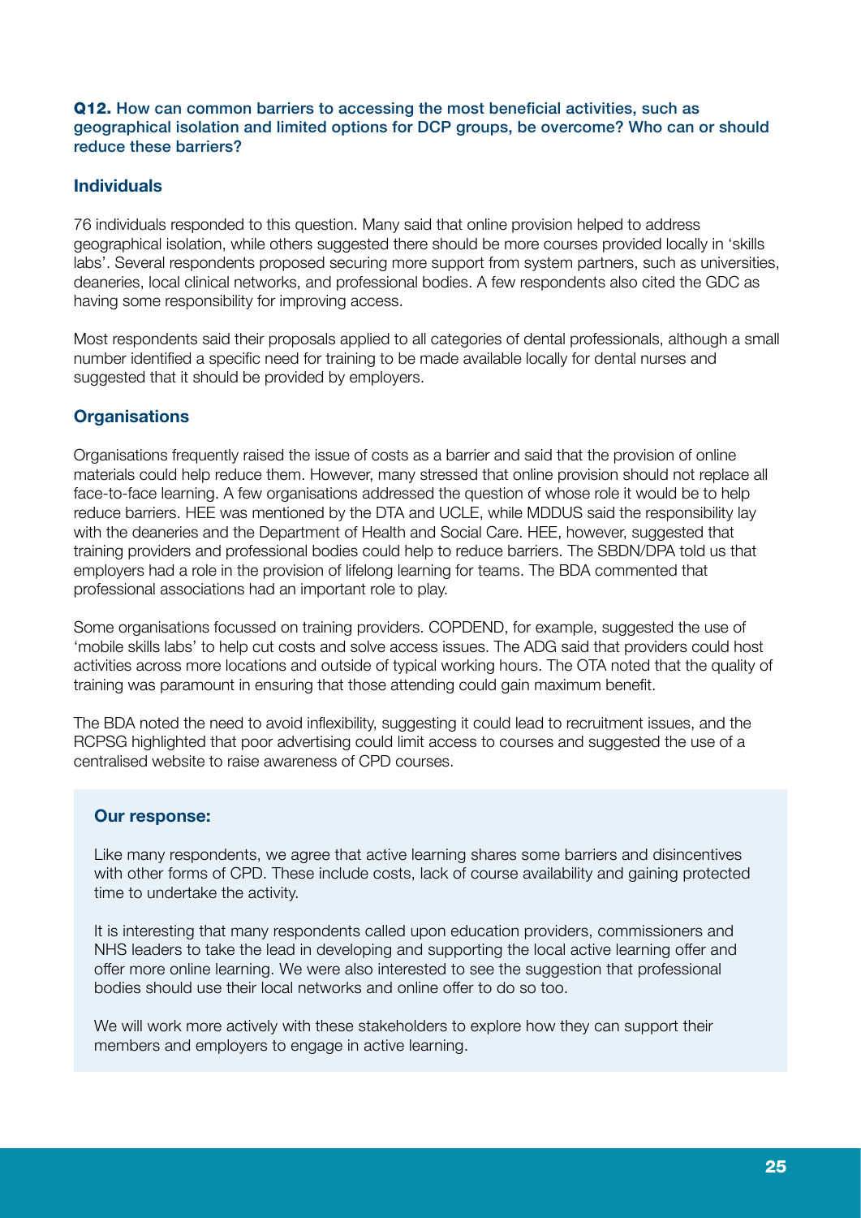**Q12.** How can common barriers to accessing the most beneficial activities, such as geographical isolation and limited options for DCP groups, be overcome? Who can or should reduce these barriers?

### Individuals

76 individuals responded to this question. Many said that online provision helped to address geographical isolation, while others suggested there should be more courses provided locally in 'skills labs'. Several respondents proposed securing more support from system partners, such as universities, deaneries, local clinical networks, and professional bodies. A few respondents also cited the GDC as having some responsibility for improving access.

Most respondents said their proposals applied to all categories of dental professionals, although a small number identified a specific need for training to be made available locally for dental nurses and suggested that it should be provided by employers.

### Organisations

Organisations frequently raised the issue of costs as a barrier and said that the provision of online materials could help reduce them. However, many stressed that online provision should not replace all face-to-face learning. A few organisations addressed the question of whose role it would be to help reduce barriers. HEE was mentioned by the DTA and UCLE, while MDDUS said the responsibility lay with the deaneries and the Department of Health and Social Care. HEE, however, suggested that training providers and professional bodies could help to reduce barriers. The SBDN/DPA told us that employers had a role in the provision of lifelong learning for teams. The BDA commented that professional associations had an important role to play.

Some organisations focussed on training providers. COPDEND, for example, suggested the use of 'mobile skills labs' to help cut costs and solve access issues. The ADG said that providers could host activities across more locations and outside of typical working hours. The OTA noted that the quality of training was paramount in ensuring that those attending could gain maximum benefit.

The BDA noted the need to avoid inflexibility, suggesting it could lead to recruitment issues, and the RCPSG highlighted that poor advertising could limit access to courses and suggested the use of a centralised website to raise awareness of CPD courses.

**Our response:**

Like many respondents, we agree that active learning shares some barriers and disincentives with other forms of CPD. These include costs, lack of course availability and gaining protected time to undertake the activity.

It is interesting that many respondents called upon education providers, commissioners and NHS leaders to take the lead in developing and supporting the local active learning offer and offer more online learning. We were also interested to see the suggestion that professional bodies should use their local networks and online offer to do so too.

We will work more actively with these stakeholders to explore how they can support their members and employers to engage in active learning.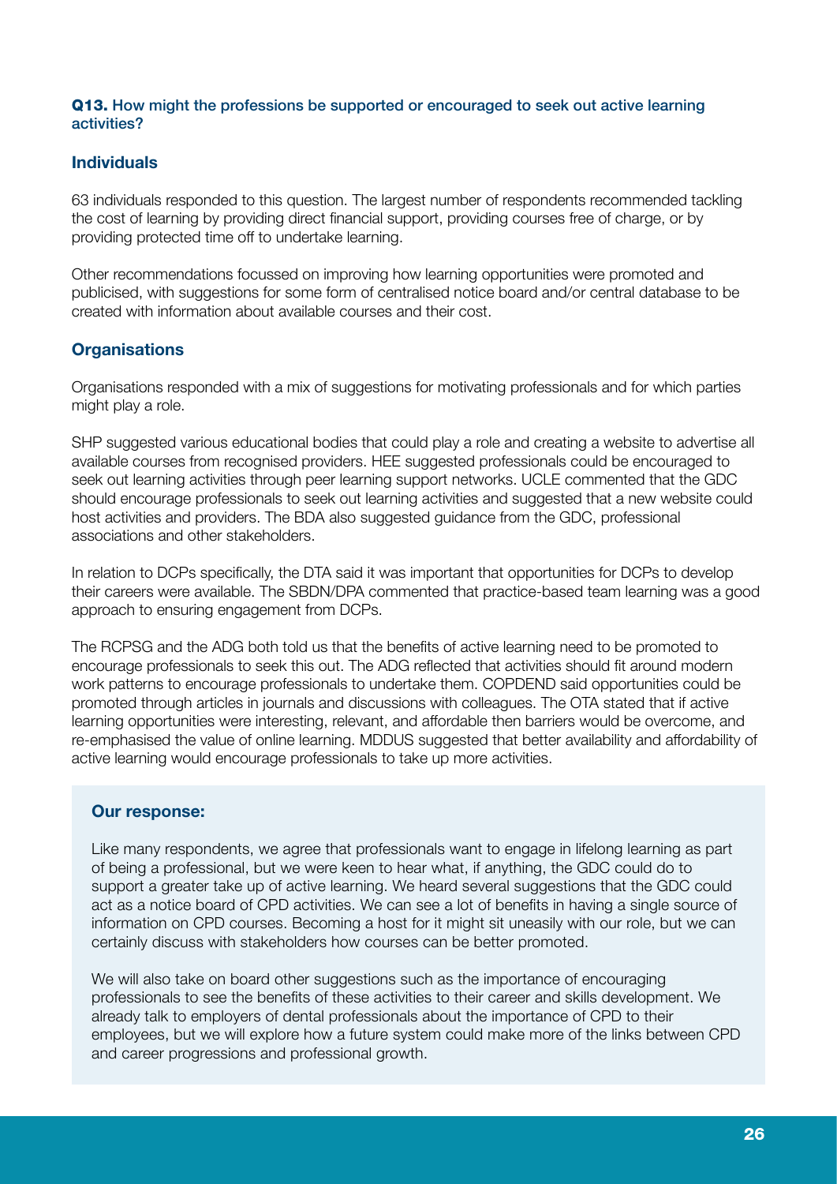**Q13.** How might the professions be supported or encouraged to seek out active learning activities?

### Individuals

63 individuals responded to this question. The largest number of respondents recommended tackling the cost of learning by providing direct financial support, providing courses free of charge, or by providing protected time off to undertake learning.

Other recommendations focussed on improving how learning opportunities were promoted and publicised, with suggestions for some form of centralised notice board and/or central database to be created with information about available courses and their cost.

### Organisations

Organisations responded with a mix of suggestions for motivating professionals and for which parties might play a role.

SHP suggested various educational bodies that could play a role and creating a website to advertise all available courses from recognised providers. HEE suggested professionals could be encouraged to seek out learning activities through peer learning support networks. UCLE commented that the GDC should encourage professionals to seek out learning activities and suggested that a new website could host activities and providers. The BDA also suggested guidance from the GDC, professional associations and other stakeholders.

In relation to DCPs specifically, the DTA said it was important that opportunities for DCPs to develop their careers were available. The SBDN/DPA commented that practice-based team learning was a good approach to ensuring engagement from DCPs.

The RCPSG and the ADG both told us that the benefits of active learning need to be promoted to encourage professionals to seek this out. The ADG reflected that activities should fit around modern work patterns to encourage professionals to undertake them. COPDEND said opportunities could be promoted through articles in journals and discussions with colleagues. The OTA stated that if active learning opportunities were interesting, relevant, and affordable then barriers would be overcome, and re-emphasised the value of online learning. MDDUS suggested that better availability and affordability of active learning would encourage professionals to take up more activities.

**Our response:**

Like many respondents, we agree that professionals want to engage in lifelong learning as part of being a professional, but we were keen to hear what, if anything, the GDC could do to support a greater take up of active learning. We heard several suggestions that the GDC could act as a notice board of CPD activities. We can see a lot of benefits in having a single source of information on CPD courses. Becoming a host for it might sit uneasily with our role, but we can certainly discuss with stakeholders how courses can be better promoted.

We will also take on board other suggestions such as the importance of encouraging professionals to see the benefits of these activities to their career and skills development. We already talk to employers of dental professionals about the importance of CPD to their employees, but we will explore how a future system could make more of the links between CPD and career progressions and professional growth.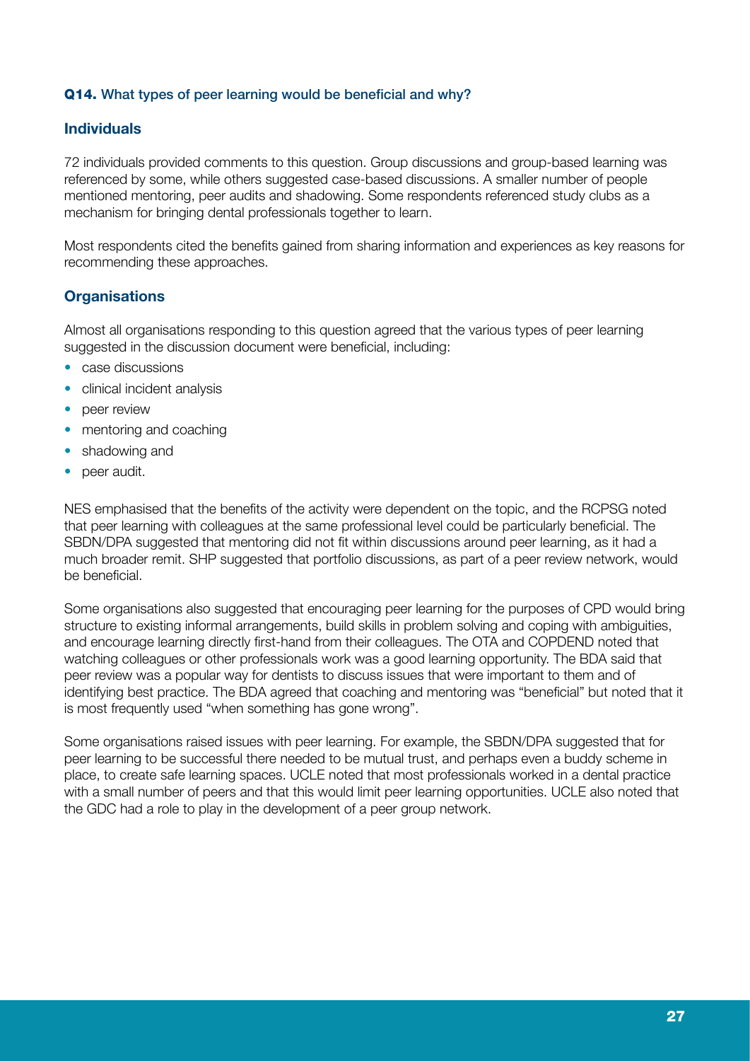**Q14.** What types of peer learning would be beneficial and why?

### Individuals

72 individuals provided comments to this question. Group discussions and group-based learning was referenced by some, while others suggested case-based discussions. A smaller number of people mentioned mentoring, peer audits and shadowing. Some respondents referenced study clubs as a mechanism for bringing dental professionals together to learn.

Most respondents cited the benefits gained from sharing information and experiences as key reasons for recommending these approaches.

### Organisations

Almost all organisations responding to this question agreed that the various types of peer learning suggested in the discussion document were beneficial, including:

- case discussions
- clinical incident analysis
- peer review
- mentoring and coaching
- shadowing and
- peer audit.

NES emphasised that the benefits of the activity were dependent on the topic, and the RCPSG noted that peer learning with colleagues at the same professional level could be particularly beneficial. The SBDN/DPA suggested that mentoring did not fit within discussions around peer learning, as it had a much broader remit. SHP suggested that portfolio discussions, as part of a peer review network, would be beneficial.

Some organisations also suggested that encouraging peer learning for the purposes of CPD would bring structure to existing informal arrangements, build skills in problem solving and coping with ambiguities, and encourage learning directly first-hand from their colleagues. The OTA and COPDEND noted that watching colleagues or other professionals work was a good learning opportunity. The BDA said that peer review was a popular way for dentists to discuss issues that were important to them and of identifying best practice. The BDA agreed that coaching and mentoring was "beneficial" but noted that it is most frequently used "when something has gone wrong".

Some organisations raised issues with peer learning. For example, the SBDN/DPA suggested that for peer learning to be successful there needed to be mutual trust, and perhaps even a buddy scheme in place, to create safe learning spaces. UCLE noted that most professionals worked in a dental practice with a small number of peers and that this would limit peer learning opportunities. UCLE also noted that the GDC had a role to play in the development of a peer group network.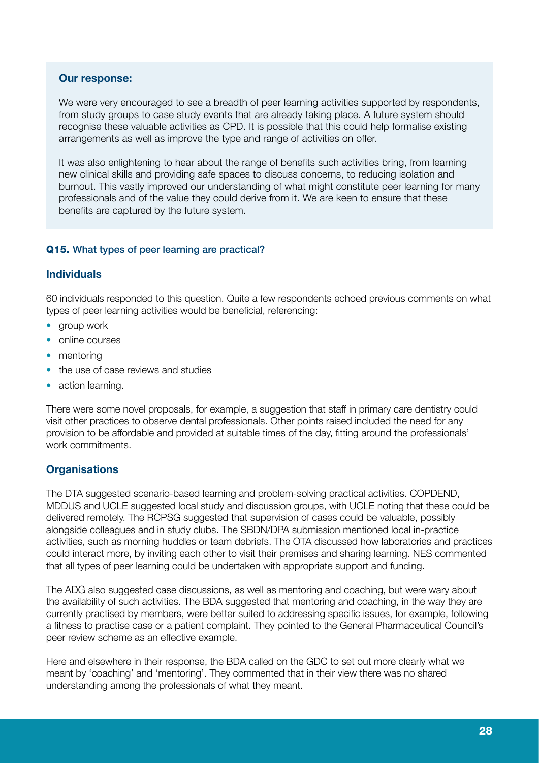**Our response:**

We were very encouraged to see a breadth of peer learning activities supported by respondents, from study groups to case study events that are already taking place. A future system should recognise these valuable activities as CPD. It is possible that this could help formalise existing arrangements as well as improve the type and range of activities on offer.

It was also enlightening to hear about the range of benefits such activities bring, from learning new clinical skills and providing safe spaces to discuss concerns, to reducing isolation and burnout. This vastly improved our understanding of what might constitute peer learning for many professionals and of the value they could derive from it. We are keen to ensure that these benefits are captured by the future system.

#### **Q15.** What types of peer learning are practical?

### Individuals

60 individuals responded to this question. Quite a few respondents echoed previous comments on what types of peer learning activities would be beneficial, referencing:

- group work
- online courses
- mentoring
- the use of case reviews and studies
- action learning.

There were some novel proposals, for example, a suggestion that staff in primary care dentistry could visit other practices to observe dental professionals. Other points raised included the need for any provision to be affordable and provided at suitable times of the day, fitting around the professionals' work commitments.

### Organisations

The DTA suggested scenario-based learning and problem-solving practical activities. COPDEND, MDDUS and UCLE suggested local study and discussion groups, with UCLE noting that these could be delivered remotely. The RCPSG suggested that supervision of cases could be valuable, possibly alongside colleagues and in study clubs. The SBDN/DPA submission mentioned local in-practice activities, such as morning huddles or team debriefs. The OTA discussed how laboratories and practices could interact more, by inviting each other to visit their premises and sharing learning. NES commented that all types of peer learning could be undertaken with appropriate support and funding.

The ADG also suggested case discussions, as well as mentoring and coaching, but were wary about the availability of such activities. The BDA suggested that mentoring and coaching, in the way they are currently practised by members, were better suited to addressing specific issues, for example, following a fitness to practise case or a patient complaint. They pointed to the General Pharmaceutical Council's peer review scheme as an effective example.

Here and elsewhere in their response, the BDA called on the GDC to set out more clearly what we meant by 'coaching' and 'mentoring'. They commented that in their view there was no shared understanding among the professionals of what they meant.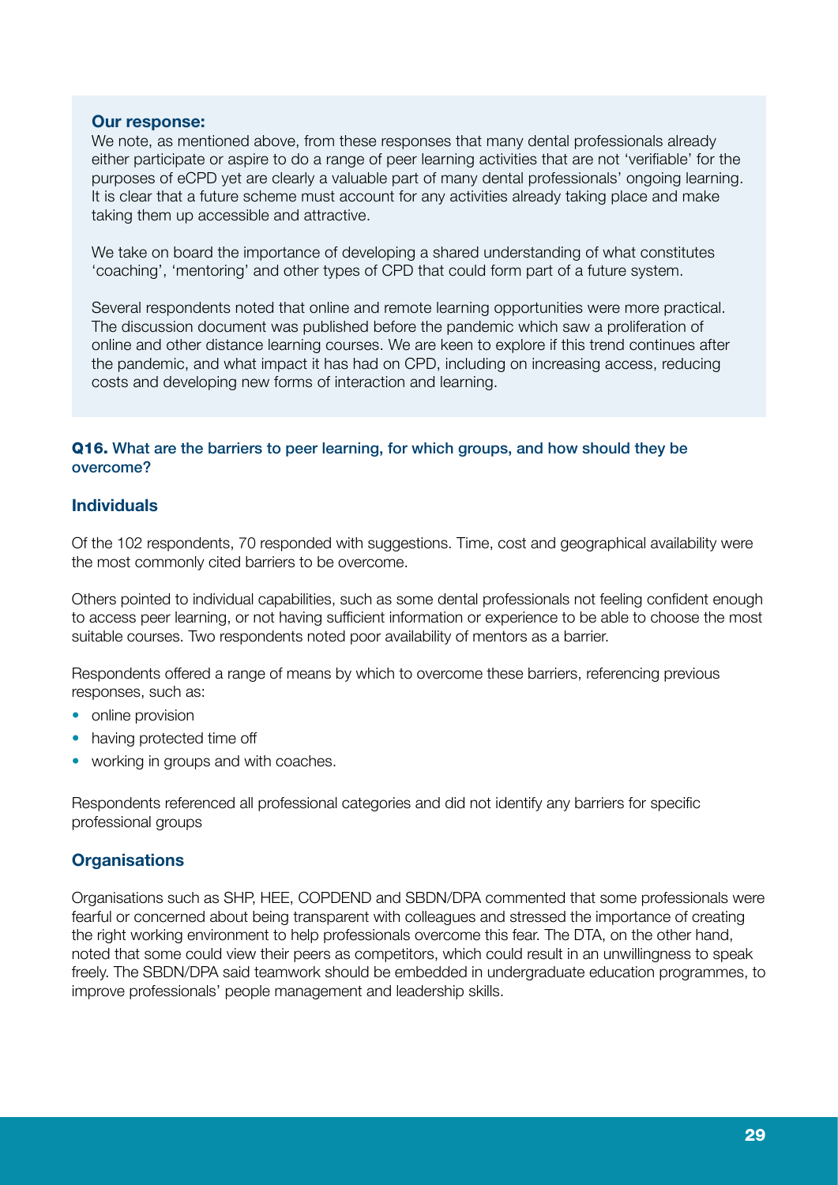**Our response:**

We note, as mentioned above, from these responses that many dental professionals already either participate or aspire to do a range of peer learning activities that are not 'verifiable' for the purposes of eCPD yet are clearly a valuable part of many dental professionals' ongoing learning. It is clear that a future scheme must account for any activities already taking place and make taking them up accessible and attractive.

We take on board the importance of developing a shared understanding of what constitutes 'coaching', 'mentoring' and other types of CPD that could form part of a future system.

Several respondents noted that online and remote learning opportunities were more practical. The discussion document was published before the pandemic which saw a proliferation of online and other distance learning courses. We are keen to explore if this trend continues after the pandemic, and what impact it has had on CPD, including on increasing access, reducing costs and developing new forms of interaction and learning.

**Q16.** What are the barriers to peer learning, for which groups, and how should they be overcome?

### Individuals

Of the 102 respondents, 70 responded with suggestions. Time, cost and geographical availability were the most commonly cited barriers to be overcome.

Others pointed to individual capabilities, such as some dental professionals not feeling confident enough to access peer learning, or not having sufficient information or experience to be able to choose the most suitable courses. Two respondents noted poor availability of mentors as a barrier.

Respondents offered a range of means by which to overcome these barriers, referencing previous responses, such as:

- online provision
- having protected time off
- working in groups and with coaches.

Respondents referenced all professional categories and did not identify any barriers for specific professional groups

### Organisations

Organisations such as SHP, HEE, COPDEND and SBDN/DPA commented that some professionals were fearful or concerned about being transparent with colleagues and stressed the importance of creating the right working environment to help professionals overcome this fear. The DTA, on the other hand, noted that some could view their peers as competitors, which could result in an unwillingness to speak freely. The SBDN/DPA said teamwork should be embedded in undergraduate education programmes, to improve professionals' people management and leadership skills.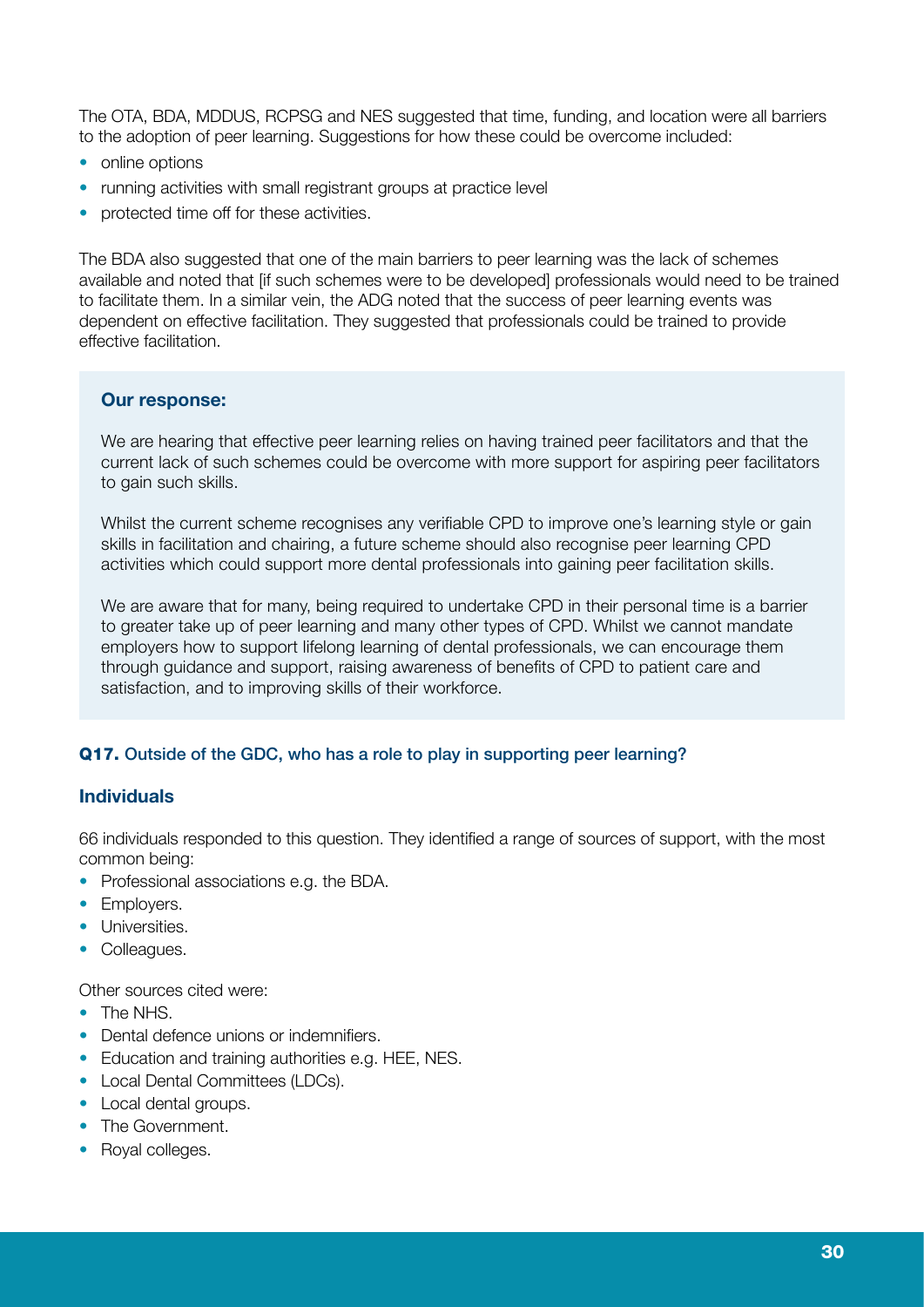The OTA, BDA, MDDUS, RCPSG and NES suggested that time, funding, and location were all barriers to the adoption of peer learning. Suggestions for how these could be overcome included:

- online options
- running activities with small registrant groups at practice level
- protected time off for these activities.

The BDA also suggested that one of the main barriers to peer learning was the lack of schemes available and noted that [if such schemes were to be developed] professionals would need to be trained to facilitate them. In a similar vein, the ADG noted that the success of peer learning events was dependent on effective facilitation. They suggested that professionals could be trained to provide effective facilitation.

> **Our response:**
>
> We are hearing that effective peer learning relies on having trained peer facilitators and that the current lack of such schemes could be overcome with more support for aspiring peer facilitators to gain such skills.
>
> Whilst the current scheme recognises any verifiable CPD to improve one's learning style or gain skills in facilitation and chairing, a future scheme should also recognise peer learning CPD activities which could support more dental professionals into gaining peer facilitation skills.
>
> We are aware that for many, being required to undertake CPD in their personal time is a barrier to greater take up of peer learning and many other types of CPD. Whilst we cannot mandate employers how to support lifelong learning of dental professionals, we can encourage them through guidance and support, raising awareness of benefits of CPD to patient care and satisfaction, and to improving skills of their workforce.

### **Q17.** Outside of the GDC, who has a role to play in supporting peer learning?

### Individuals

66 individuals responded to this question. They identified a range of sources of support, with the most common being:

- Professional associations e.g. the BDA.
- Employers.
- Universities.
- Colleagues.

Other sources cited were:

- The NHS.
- Dental defence unions or indemnifiers.
- Education and training authorities e.g. HEE, NES.
- Local Dental Committees (LDCs).
- Local dental groups.
- The Government.
- Royal colleges.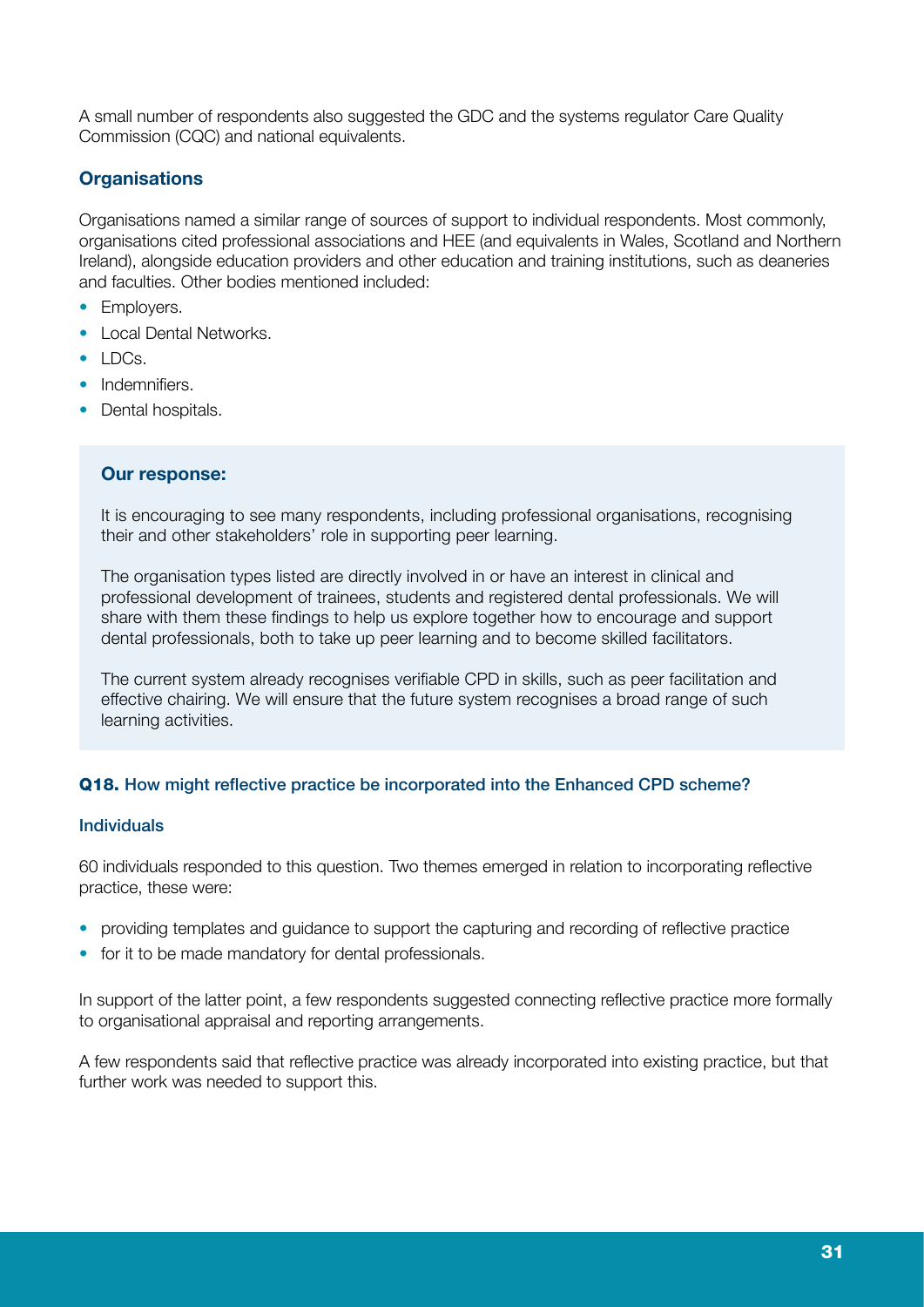A small number of respondents also suggested the GDC and the systems regulator Care Quality Commission (CQC) and national equivalents.

### Organisations

Organisations named a similar range of sources of support to individual respondents. Most commonly, organisations cited professional associations and HEE (and equivalents in Wales, Scotland and Northern Ireland), alongside education providers and other education and training institutions, such as deaneries and faculties. Other bodies mentioned included:

- Employers.
- Local Dental Networks.
- LDCs.
- Indemnifiers.
- Dental hospitals.

> **Our response:**
>
> It is encouraging to see many respondents, including professional organisations, recognising their and other stakeholders' role in supporting peer learning.
>
> The organisation types listed are directly involved in or have an interest in clinical and professional development of trainees, students and registered dental professionals. We will share with them these findings to help us explore together how to encourage and support dental professionals, both to take up peer learning and to become skilled facilitators.
>
> The current system already recognises verifiable CPD in skills, such as peer facilitation and effective chairing. We will ensure that the future system recognises a broad range of such learning activities.

### **Q18.** How might reflective practice be incorporated into the Enhanced CPD scheme?

#### Individuals

60 individuals responded to this question. Two themes emerged in relation to incorporating reflective practice, these were:

- providing templates and guidance to support the capturing and recording of reflective practice
- for it to be made mandatory for dental professionals.

In support of the latter point, a few respondents suggested connecting reflective practice more formally to organisational appraisal and reporting arrangements.

A few respondents said that reflective practice was already incorporated into existing practice, but that further work was needed to support this.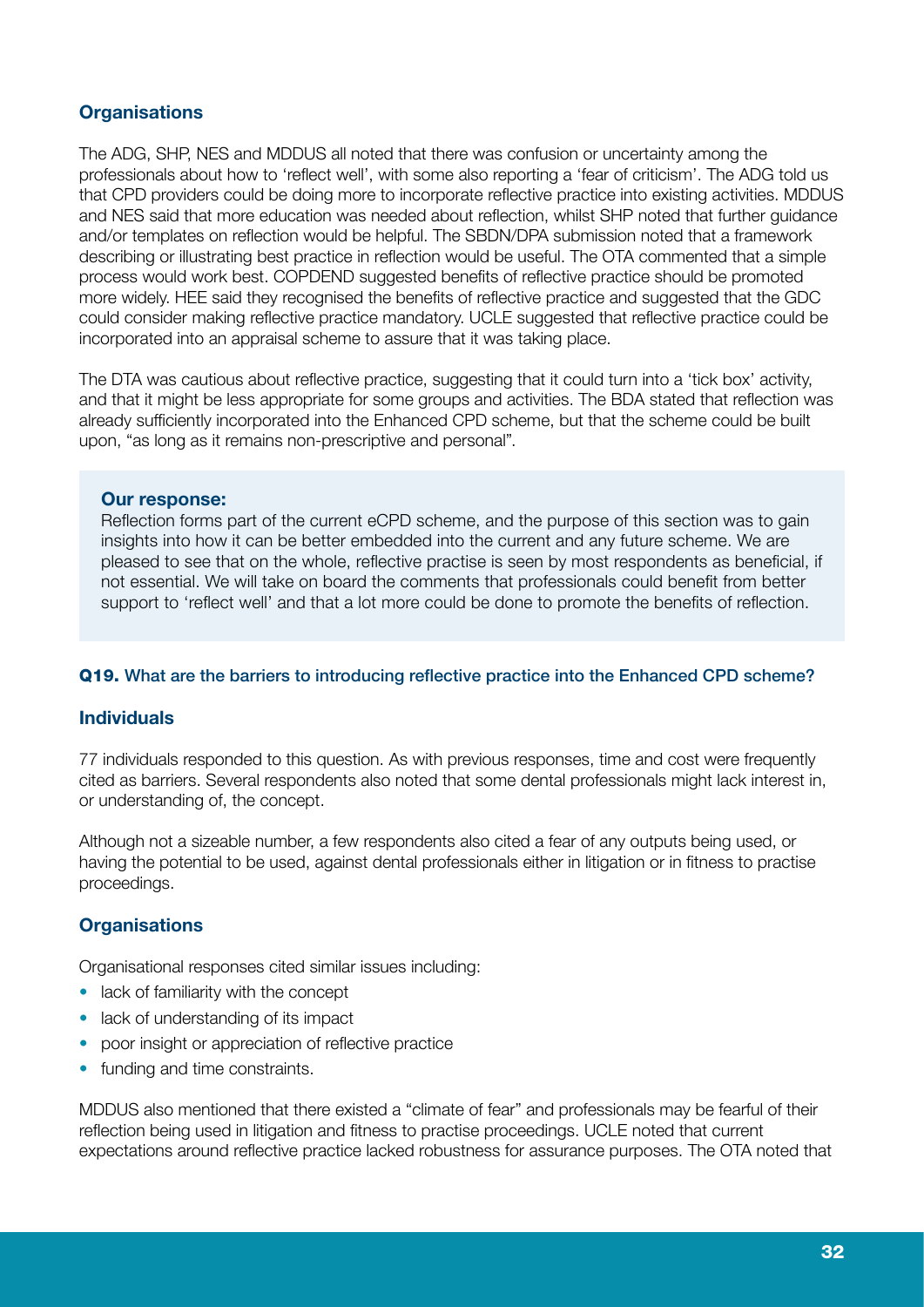### Organisations

The ADG, SHP, NES and MDDUS all noted that there was confusion or uncertainty among the professionals about how to 'reflect well', with some also reporting a 'fear of criticism'. The ADG told us that CPD providers could be doing more to incorporate reflective practice into existing activities. MDDUS and NES said that more education was needed about reflection, whilst SHP noted that further guidance and/or templates on reflection would be helpful. The SBDN/DPA submission noted that a framework describing or illustrating best practice in reflection would be useful. The OTA commented that a simple process would work best. COPDEND suggested benefits of reflective practice should be promoted more widely. HEE said they recognised the benefits of reflective practice and suggested that the GDC could consider making reflective practice mandatory. UCLE suggested that reflective practice could be incorporated into an appraisal scheme to assure that it was taking place.

The DTA was cautious about reflective practice, suggesting that it could turn into a 'tick box' activity, and that it might be less appropriate for some groups and activities. The BDA stated that reflection was already sufficiently incorporated into the Enhanced CPD scheme, but that the scheme could be built upon, "as long as it remains non-prescriptive and personal".

> **Our response:**
> Reflection forms part of the current eCPD scheme, and the purpose of this section was to gain insights into how it can be better embedded into the current and any future scheme. We are pleased to see that on the whole, reflective practise is seen by most respondents as beneficial, if not essential. We will take on board the comments that professionals could benefit from better support to 'reflect well' and that a lot more could be done to promote the benefits of reflection.

#### **Q19.** What are the barriers to introducing reflective practice into the Enhanced CPD scheme?

### Individuals

77 individuals responded to this question. As with previous responses, time and cost were frequently cited as barriers. Several respondents also noted that some dental professionals might lack interest in, or understanding of, the concept.

Although not a sizeable number, a few respondents also cited a fear of any outputs being used, or having the potential to be used, against dental professionals either in litigation or in fitness to practise proceedings.

### Organisations

Organisational responses cited similar issues including:

- lack of familiarity with the concept
- lack of understanding of its impact
- poor insight or appreciation of reflective practice
- funding and time constraints.

MDDUS also mentioned that there existed a "climate of fear" and professionals may be fearful of their reflection being used in litigation and fitness to practise proceedings. UCLE noted that current expectations around reflective practice lacked robustness for assurance purposes. The OTA noted that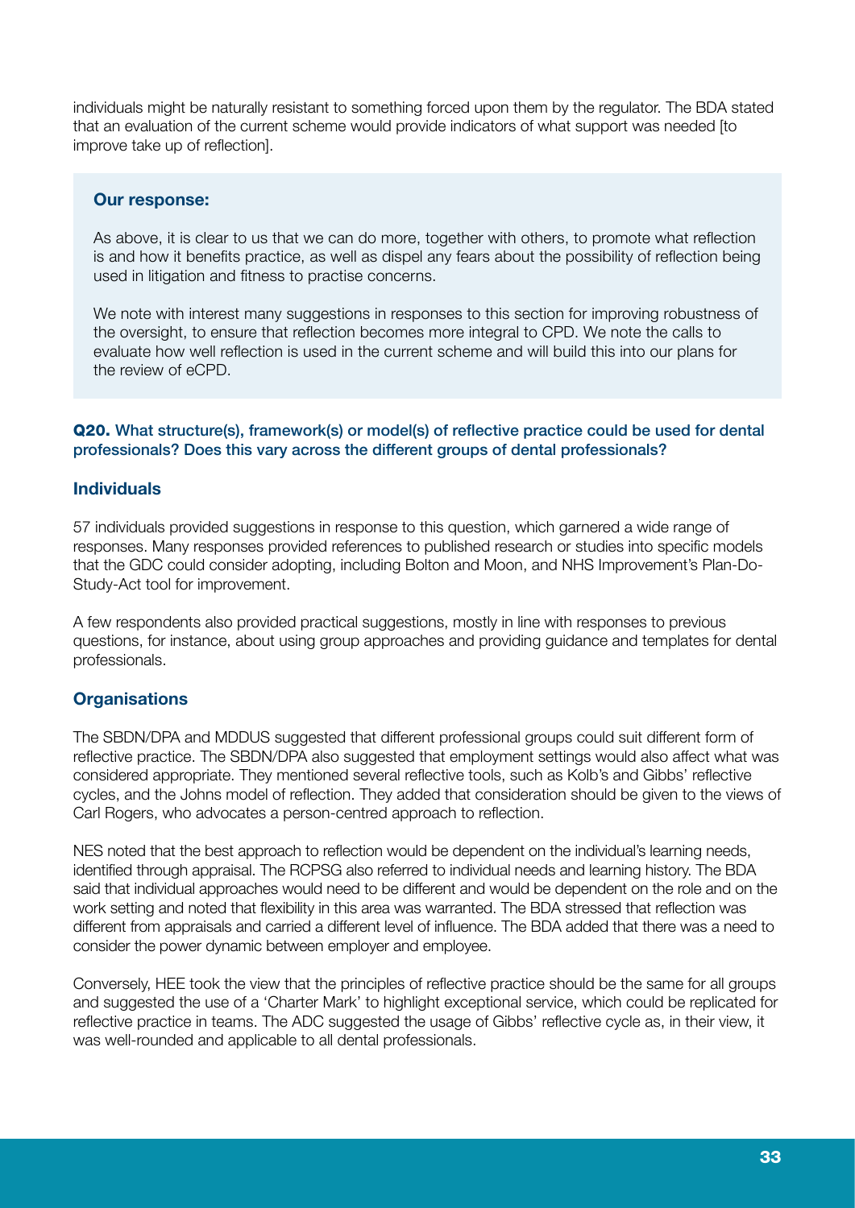individuals might be naturally resistant to something forced upon them by the regulator. The BDA stated that an evaluation of the current scheme would provide indicators of what support was needed [to improve take up of reflection].

> **Our response:**
>
> As above, it is clear to us that we can do more, together with others, to promote what reflection is and how it benefits practice, as well as dispel any fears about the possibility of reflection being used in litigation and fitness to practise concerns.
>
> We note with interest many suggestions in responses to this section for improving robustness of the oversight, to ensure that reflection becomes more integral to CPD. We note the calls to evaluate how well reflection is used in the current scheme and will build this into our plans for the review of eCPD.

**Q20.** What structure(s), framework(s) or model(s) of reflective practice could be used for dental professionals? Does this vary across the different groups of dental professionals?

### Individuals

57 individuals provided suggestions in response to this question, which garnered a wide range of responses. Many responses provided references to published research or studies into specific models that the GDC could consider adopting, including Bolton and Moon, and NHS Improvement's Plan-Do-Study-Act tool for improvement.

A few respondents also provided practical suggestions, mostly in line with responses to previous questions, for instance, about using group approaches and providing guidance and templates for dental professionals.

### Organisations

The SBDN/DPA and MDDUS suggested that different professional groups could suit different form of reflective practice. The SBDN/DPA also suggested that employment settings would also affect what was considered appropriate. They mentioned several reflective tools, such as Kolb's and Gibbs' reflective cycles, and the Johns model of reflection. They added that consideration should be given to the views of Carl Rogers, who advocates a person-centred approach to reflection.

NES noted that the best approach to reflection would be dependent on the individual's learning needs, identified through appraisal. The RCPSG also referred to individual needs and learning history. The BDA said that individual approaches would need to be different and would be dependent on the role and on the work setting and noted that flexibility in this area was warranted. The BDA stressed that reflection was different from appraisals and carried a different level of influence. The BDA added that there was a need to consider the power dynamic between employer and employee.

Conversely, HEE took the view that the principles of reflective practice should be the same for all groups and suggested the use of a 'Charter Mark' to highlight exceptional service, which could be replicated for reflective practice in teams. The ADC suggested the usage of Gibbs' reflective cycle as, in their view, it was well-rounded and applicable to all dental professionals.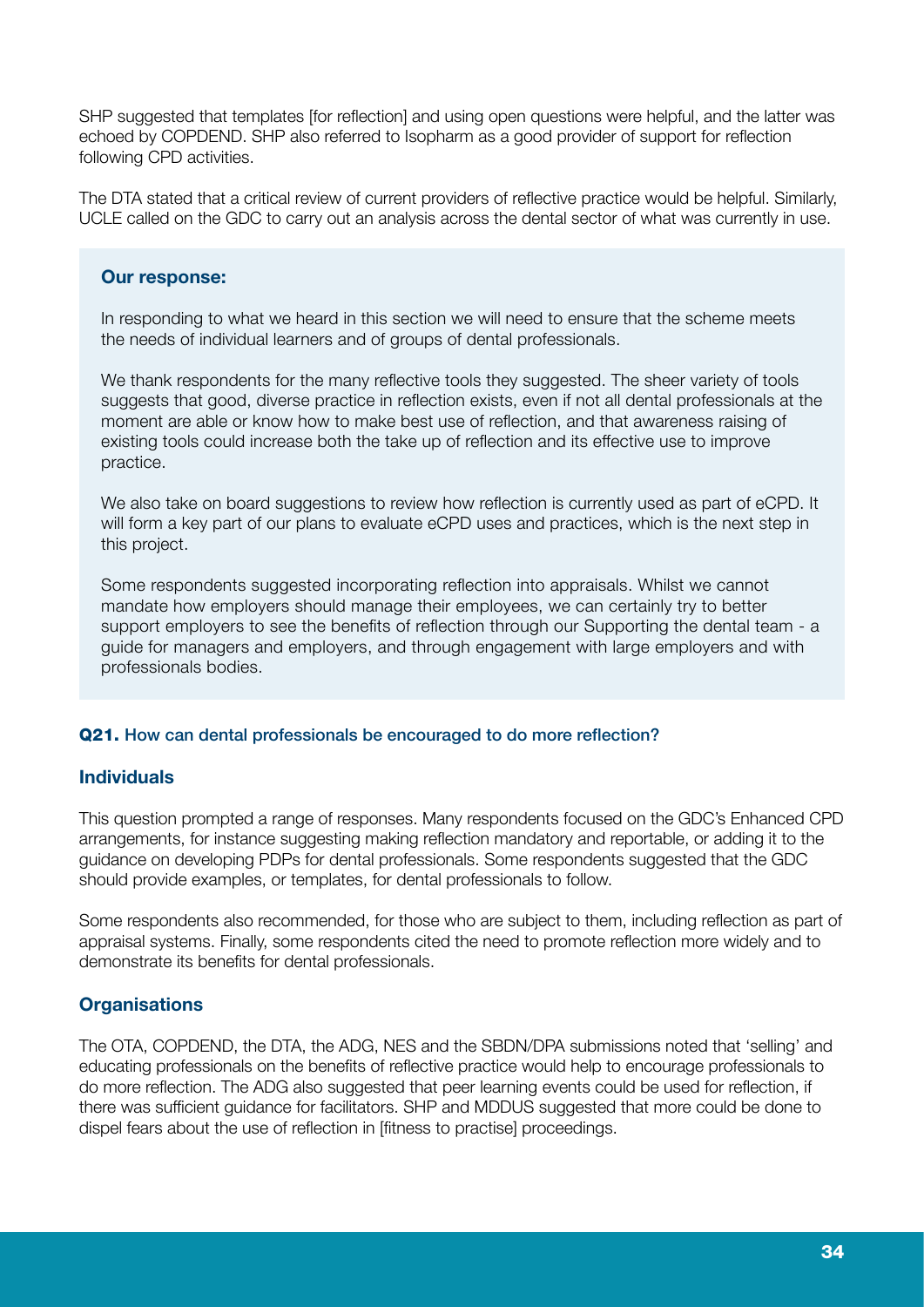SHP suggested that templates [for reflection] and using open questions were helpful, and the latter was echoed by COPDEND. SHP also referred to Isopharm as a good provider of support for reflection following CPD activities.

The DTA stated that a critical review of current providers of reflective practice would be helpful. Similarly, UCLE called on the GDC to carry out an analysis across the dental sector of what was currently in use.

> **Our response:**
>
> In responding to what we heard in this section we will need to ensure that the scheme meets the needs of individual learners and of groups of dental professionals.
>
> We thank respondents for the many reflective tools they suggested. The sheer variety of tools suggests that good, diverse practice in reflection exists, even if not all dental professionals at the moment are able or know how to make best use of reflection, and that awareness raising of existing tools could increase both the take up of reflection and its effective use to improve practice.
>
> We also take on board suggestions to review how reflection is currently used as part of eCPD. It will form a key part of our plans to evaluate eCPD uses and practices, which is the next step in this project.
>
> Some respondents suggested incorporating reflection into appraisals. Whilst we cannot mandate how employers should manage their employees, we can certainly try to better support employers to see the benefits of reflection through our Supporting the dental team - a guide for managers and employers, and through engagement with large employers and with professionals bodies.

#### **Q21.** How can dental professionals be encouraged to do more reflection?

### Individuals

This question prompted a range of responses. Many respondents focused on the GDC's Enhanced CPD arrangements, for instance suggesting making reflection mandatory and reportable, or adding it to the guidance on developing PDPs for dental professionals. Some respondents suggested that the GDC should provide examples, or templates, for dental professionals to follow.

Some respondents also recommended, for those who are subject to them, including reflection as part of appraisal systems. Finally, some respondents cited the need to promote reflection more widely and to demonstrate its benefits for dental professionals.

### Organisations

The OTA, COPDEND, the DTA, the ADG, NES and the SBDN/DPA submissions noted that 'selling' and educating professionals on the benefits of reflective practice would help to encourage professionals to do more reflection. The ADG also suggested that peer learning events could be used for reflection, if there was sufficient guidance for facilitators. SHP and MDDUS suggested that more could be done to dispel fears about the use of reflection in [fitness to practise] proceedings.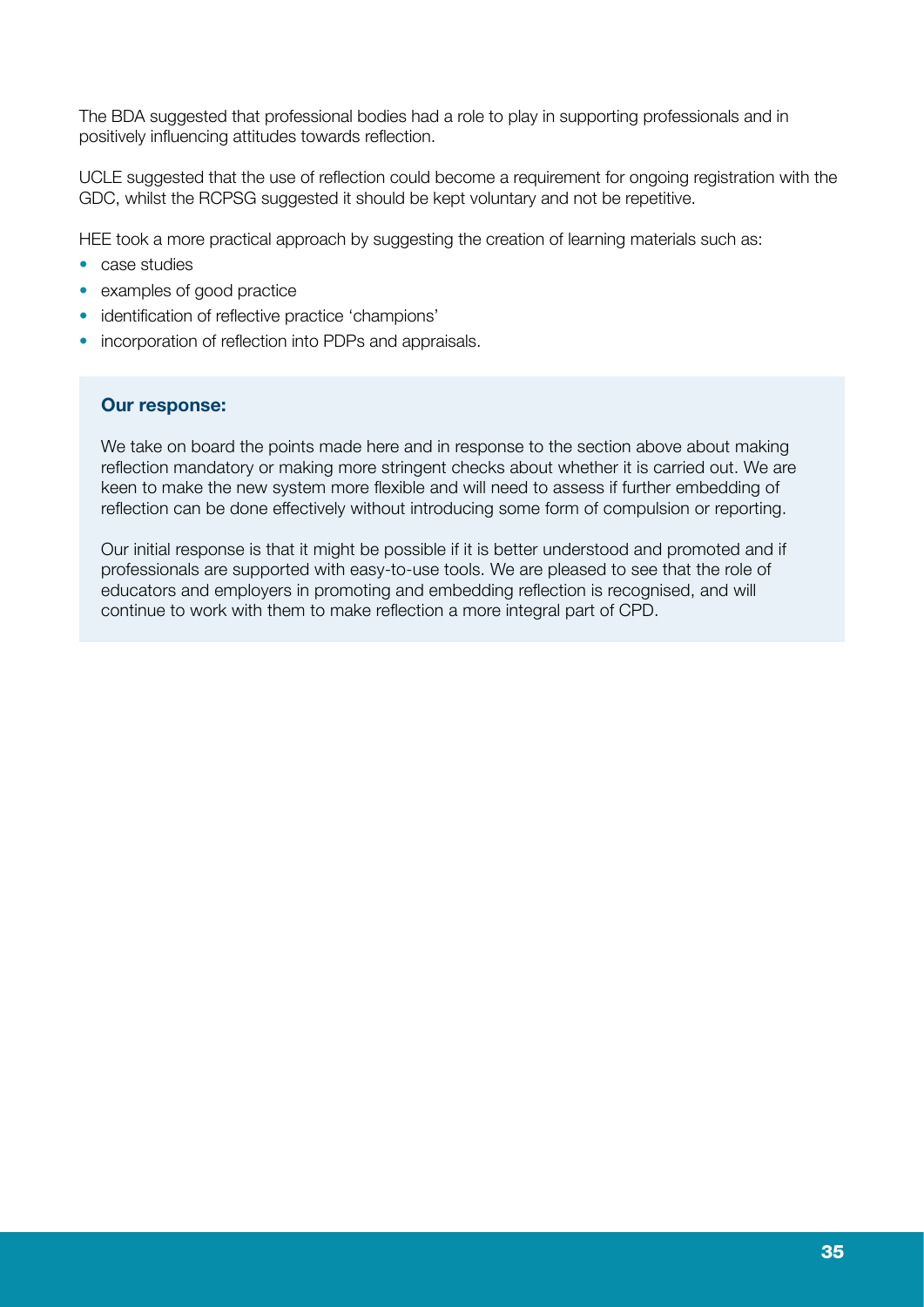The BDA suggested that professional bodies had a role to play in supporting professionals and in positively influencing attitudes towards reflection.

UCLE suggested that the use of reflection could become a requirement for ongoing registration with the GDC, whilst the RCPSG suggested it should be kept voluntary and not be repetitive.

HEE took a more practical approach by suggesting the creation of learning materials such as:

- case studies
- examples of good practice
- identification of reflective practice 'champions'
- incorporation of reflection into PDPs and appraisals.

**Our response:**

We take on board the points made here and in response to the section above about making reflection mandatory or making more stringent checks about whether it is carried out. We are keen to make the new system more flexible and will need to assess if further embedding of reflection can be done effectively without introducing some form of compulsion or reporting.

Our initial response is that it might be possible if it is better understood and promoted and if professionals are supported with easy-to-use tools. We are pleased to see that the role of educators and employers in promoting and embedding reflection is recognised, and will continue to work with them to make reflection a more integral part of CPD.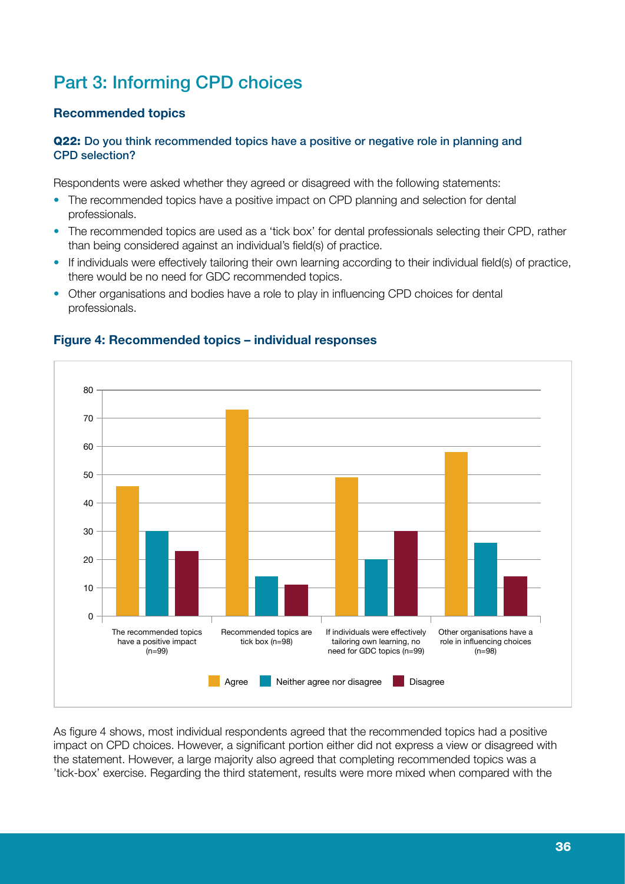## Part 3: Informing CPD choices

### Recommended topics

#### **Q22:** Do you think recommended topics have a positive or negative role in planning and CPD selection?

Respondents were asked whether they agreed or disagreed with the following statements:

- The recommended topics have a positive impact on CPD planning and selection for dental professionals.
- The recommended topics are used as a 'tick box' for dental professionals selecting their CPD, rather than being considered against an individual's field(s) of practice.
- If individuals were effectively tailoring their own learning according to their individual field(s) of practice, there would be no need for GDC recommended topics.
- Other organisations and bodies have a role to play in influencing CPD choices for dental professionals.

#### Figure 4: Recommended topics – individual responses

| Statement | Agree | Neither agree nor disagree | Disagree |
|---|---|---|---|
| The recommended topics have a positive impact (n=99) | 46 | 30 | 23 |
| Recommended topics are tick box (n=98) | 73 | 14 | 11 |
| If individuals were effectively tailoring own learning, no need for GDC topics (n=99) | 49 | 20 | 30 |
| Other organisations have a role in influencing choices (n=98) | 58 | 26 | 14 |

As figure 4 shows, most individual respondents agreed that the recommended topics had a positive impact on CPD choices. However, a significant portion either did not express a view or disagreed with the statement. However, a large majority also agreed that completing recommended topics was a 'tick-box' exercise. Regarding the third statement, results were more mixed when compared with the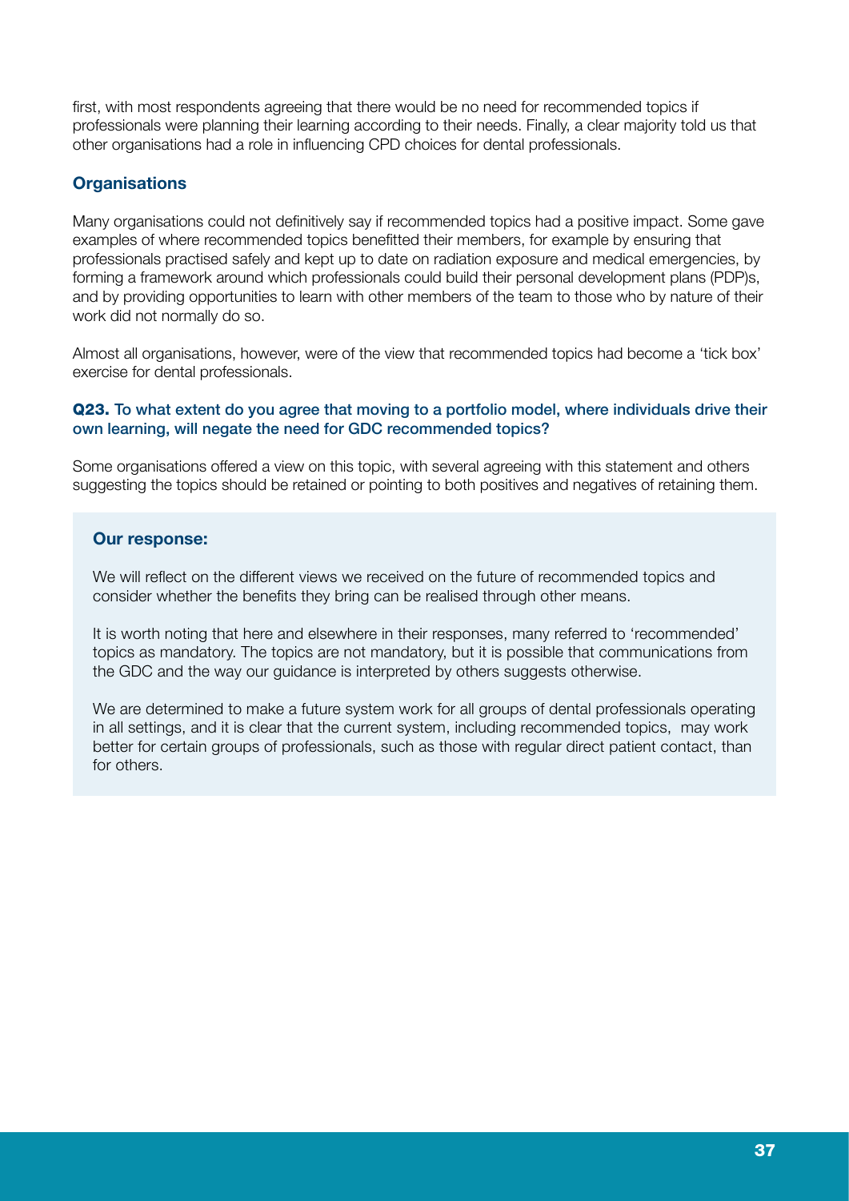first, with most respondents agreeing that there would be no need for recommended topics if professionals were planning their learning according to their needs. Finally, a clear majority told us that other organisations had a role in influencing CPD choices for dental professionals.

### Organisations

Many organisations could not definitively say if recommended topics had a positive impact. Some gave examples of where recommended topics benefitted their members, for example by ensuring that professionals practised safely and kept up to date on radiation exposure and medical emergencies, by forming a framework around which professionals could build their personal development plans (PDP)s, and by providing opportunities to learn with other members of the team to those who by nature of their work did not normally do so.

Almost all organisations, however, were of the view that recommended topics had become a 'tick box' exercise for dental professionals.

**Q23.** To what extent do you agree that moving to a portfolio model, where individuals drive their own learning, will negate the need for GDC recommended topics?

Some organisations offered a view on this topic, with several agreeing with this statement and others suggesting the topics should be retained or pointing to both positives and negatives of retaining them.

**Our response:**

We will reflect on the different views we received on the future of recommended topics and consider whether the benefits they bring can be realised through other means.

It is worth noting that here and elsewhere in their responses, many referred to 'recommended' topics as mandatory. The topics are not mandatory, but it is possible that communications from the GDC and the way our guidance is interpreted by others suggests otherwise.

We are determined to make a future system work for all groups of dental professionals operating in all settings, and it is clear that the current system, including recommended topics, may work better for certain groups of professionals, such as those with regular direct patient contact, than for others.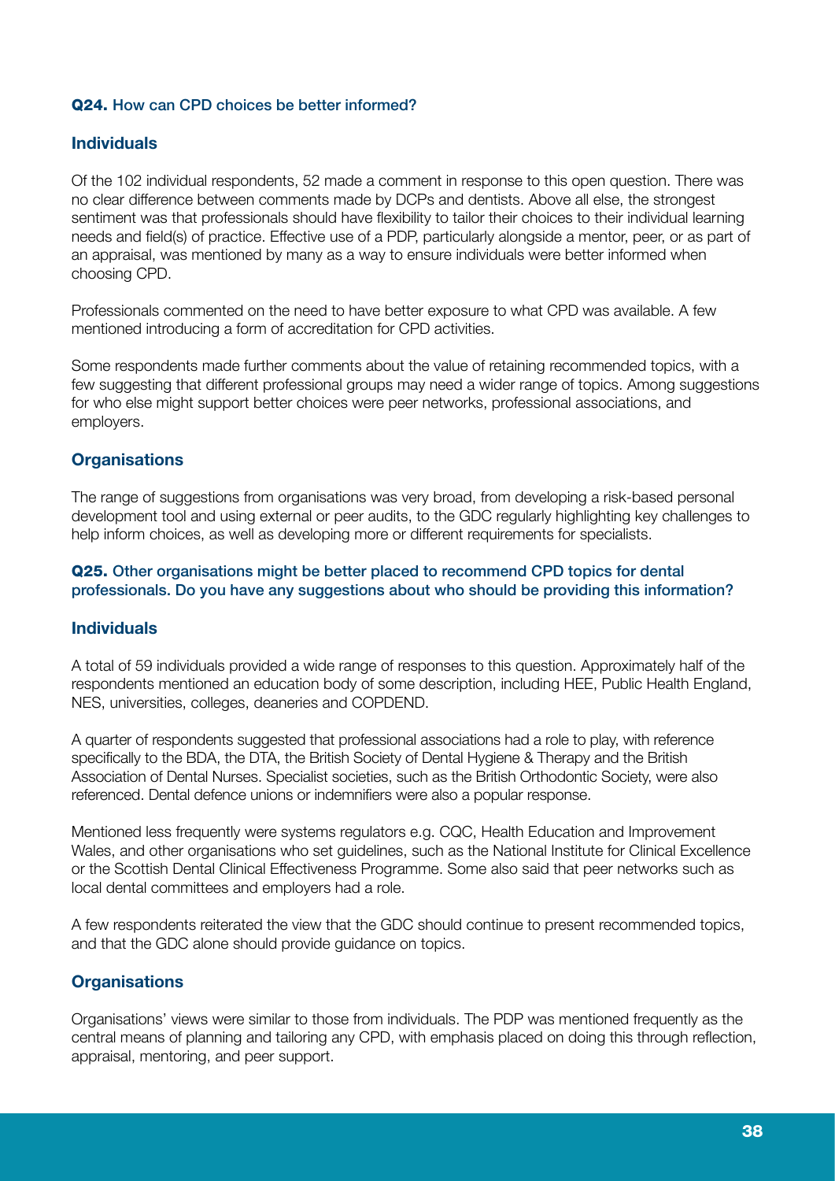**Q24.** How can CPD choices be better informed?

### Individuals

Of the 102 individual respondents, 52 made a comment in response to this open question. There was no clear difference between comments made by DCPs and dentists. Above all else, the strongest sentiment was that professionals should have flexibility to tailor their choices to their individual learning needs and field(s) of practice. Effective use of a PDP, particularly alongside a mentor, peer, or as part of an appraisal, was mentioned by many as a way to ensure individuals were better informed when choosing CPD.

Professionals commented on the need to have better exposure to what CPD was available. A few mentioned introducing a form of accreditation for CPD activities.

Some respondents made further comments about the value of retaining recommended topics, with a few suggesting that different professional groups may need a wider range of topics. Among suggestions for who else might support better choices were peer networks, professional associations, and employers.

### Organisations

The range of suggestions from organisations was very broad, from developing a risk-based personal development tool and using external or peer audits, to the GDC regularly highlighting key challenges to help inform choices, as well as developing more or different requirements for specialists.

**Q25.** Other organisations might be better placed to recommend CPD topics for dental professionals. Do you have any suggestions about who should be providing this information?

### Individuals

A total of 59 individuals provided a wide range of responses to this question. Approximately half of the respondents mentioned an education body of some description, including HEE, Public Health England, NES, universities, colleges, deaneries and COPDEND.

A quarter of respondents suggested that professional associations had a role to play, with reference specifically to the BDA, the DTA, the British Society of Dental Hygiene & Therapy and the British Association of Dental Nurses. Specialist societies, such as the British Orthodontic Society, were also referenced. Dental defence unions or indemnifiers were also a popular response.

Mentioned less frequently were systems regulators e.g. CQC, Health Education and Improvement Wales, and other organisations who set guidelines, such as the National Institute for Clinical Excellence or the Scottish Dental Clinical Effectiveness Programme. Some also said that peer networks such as local dental committees and employers had a role.

A few respondents reiterated the view that the GDC should continue to present recommended topics, and that the GDC alone should provide guidance on topics.

### Organisations

Organisations' views were similar to those from individuals. The PDP was mentioned frequently as the central means of planning and tailoring any CPD, with emphasis placed on doing this through reflection, appraisal, mentoring, and peer support.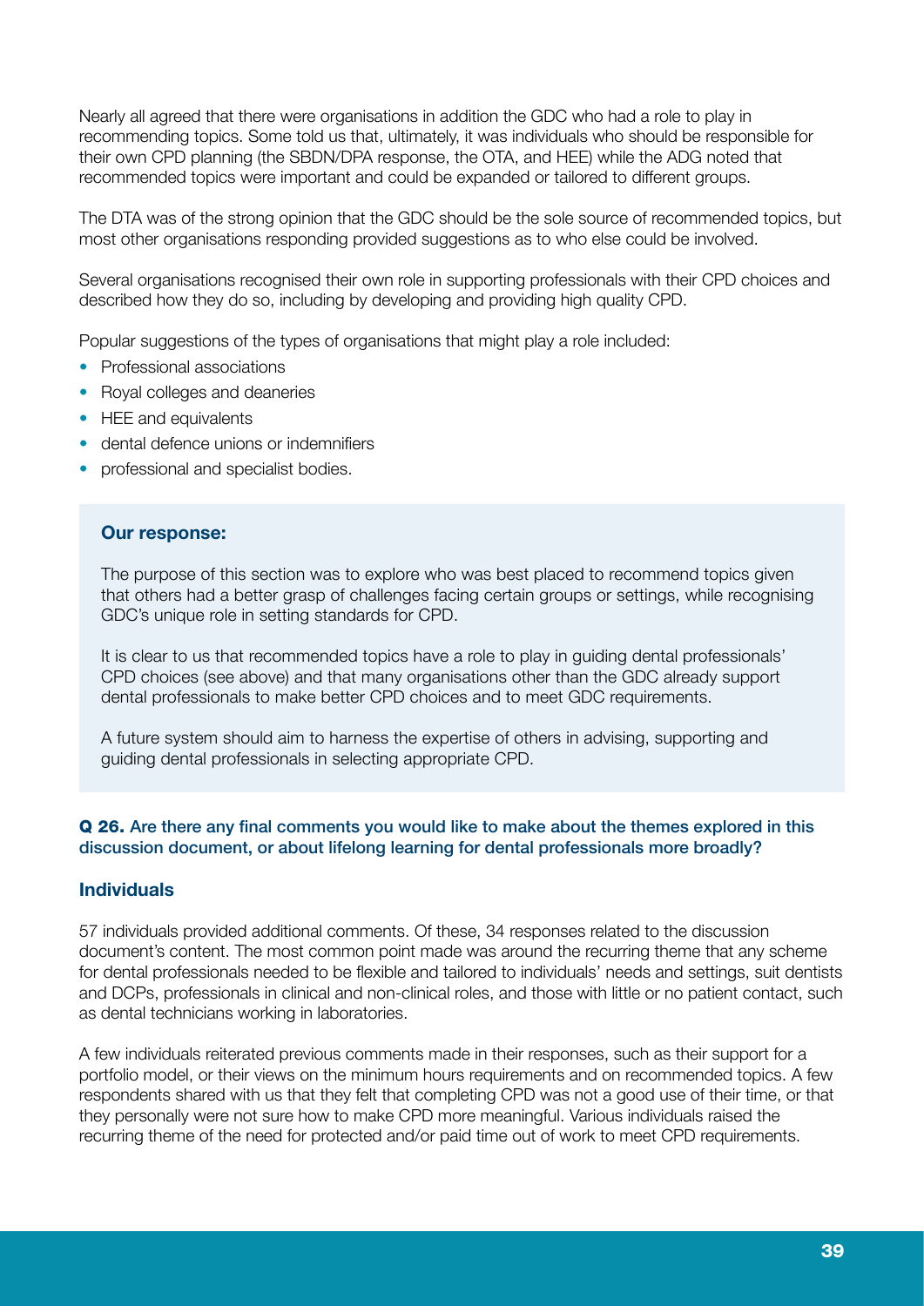Nearly all agreed that there were organisations in addition the GDC who had a role to play in recommending topics. Some told us that, ultimately, it was individuals who should be responsible for their own CPD planning (the SBDN/DPA response, the OTA, and HEE) while the ADG noted that recommended topics were important and could be expanded or tailored to different groups.

The DTA was of the strong opinion that the GDC should be the sole source of recommended topics, but most other organisations responding provided suggestions as to who else could be involved.

Several organisations recognised their own role in supporting professionals with their CPD choices and described how they do so, including by developing and providing high quality CPD.

Popular suggestions of the types of organisations that might play a role included:

- Professional associations
- Royal colleges and deaneries
- HEE and equivalents
- dental defence unions or indemnifiers
- professional and specialist bodies.

**Our response:**

The purpose of this section was to explore who was best placed to recommend topics given that others had a better grasp of challenges facing certain groups or settings, while recognising GDC's unique role in setting standards for CPD.

It is clear to us that recommended topics have a role to play in guiding dental professionals' CPD choices (see above) and that many organisations other than the GDC already support dental professionals to make better CPD choices and to meet GDC requirements.

A future system should aim to harness the expertise of others in advising, supporting and guiding dental professionals in selecting appropriate CPD.

**Q 26. Are there any final comments you would like to make about the themes explored in this discussion document, or about lifelong learning for dental professionals more broadly?**

### Individuals

57 individuals provided additional comments. Of these, 34 responses related to the discussion document's content. The most common point made was around the recurring theme that any scheme for dental professionals needed to be flexible and tailored to individuals' needs and settings, suit dentists and DCPs, professionals in clinical and non-clinical roles, and those with little or no patient contact, such as dental technicians working in laboratories.

A few individuals reiterated previous comments made in their responses, such as their support for a portfolio model, or their views on the minimum hours requirements and on recommended topics. A few respondents shared with us that they felt that completing CPD was not a good use of their time, or that they personally were not sure how to make CPD more meaningful. Various individuals raised the recurring theme of the need for protected and/or paid time out of work to meet CPD requirements.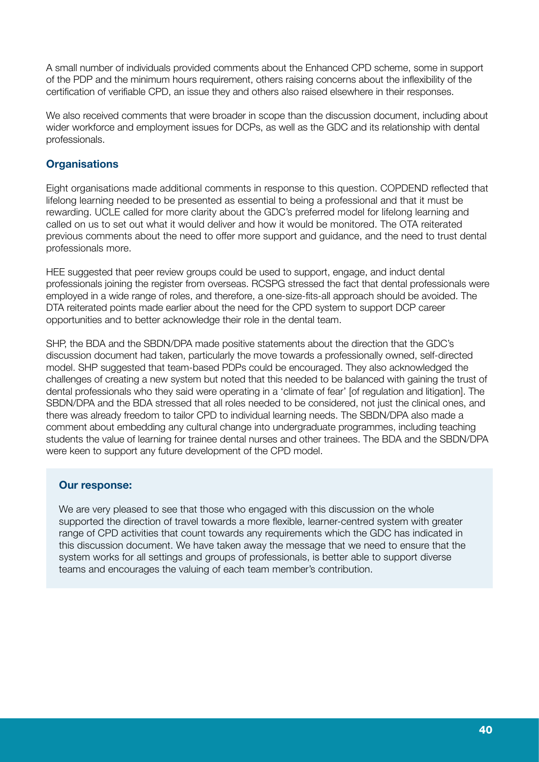A small number of individuals provided comments about the Enhanced CPD scheme, some in support of the PDP and the minimum hours requirement, others raising concerns about the inflexibility of the certification of verifiable CPD, an issue they and others also raised elsewhere in their responses.

We also received comments that were broader in scope than the discussion document, including about wider workforce and employment issues for DCPs, as well as the GDC and its relationship with dental professionals.

### Organisations

Eight organisations made additional comments in response to this question. COPDEND reflected that lifelong learning needed to be presented as essential to being a professional and that it must be rewarding. UCLE called for more clarity about the GDC's preferred model for lifelong learning and called on us to set out what it would deliver and how it would be monitored. The OTA reiterated previous comments about the need to offer more support and guidance, and the need to trust dental professionals more.

HEE suggested that peer review groups could be used to support, engage, and induct dental professionals joining the register from overseas. RCSPG stressed the fact that dental professionals were employed in a wide range of roles, and therefore, a one-size-fits-all approach should be avoided. The DTA reiterated points made earlier about the need for the CPD system to support DCP career opportunities and to better acknowledge their role in the dental team.

SHP, the BDA and the SBDN/DPA made positive statements about the direction that the GDC's discussion document had taken, particularly the move towards a professionally owned, self-directed model. SHP suggested that team-based PDPs could be encouraged. They also acknowledged the challenges of creating a new system but noted that this needed to be balanced with gaining the trust of dental professionals who they said were operating in a 'climate of fear' [of regulation and litigation]. The SBDN/DPA and the BDA stressed that all roles needed to be considered, not just the clinical ones, and there was already freedom to tailor CPD to individual learning needs. The SBDN/DPA also made a comment about embedding any cultural change into undergraduate programmes, including teaching students the value of learning for trainee dental nurses and other trainees. The BDA and the SBDN/DPA were keen to support any future development of the CPD model.

**Our response:**

We are very pleased to see that those who engaged with this discussion on the whole supported the direction of travel towards a more flexible, learner-centred system with greater range of CPD activities that count towards any requirements which the GDC has indicated in this discussion document. We have taken away the message that we need to ensure that the system works for all settings and groups of professionals, is better able to support diverse teams and encourages the valuing of each team member's contribution.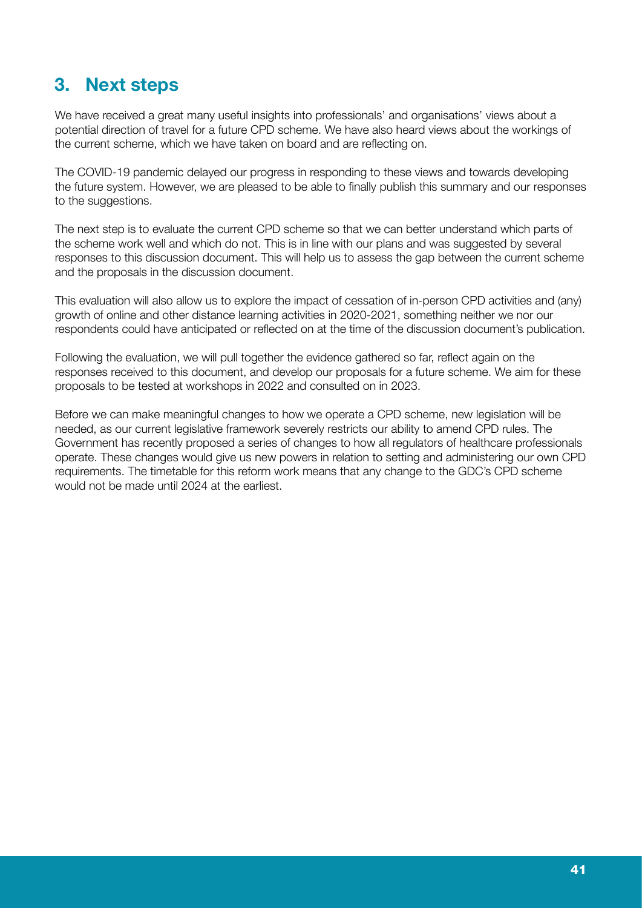## 3. Next steps

We have received a great many useful insights into professionals' and organisations' views about a potential direction of travel for a future CPD scheme. We have also heard views about the workings of the current scheme, which we have taken on board and are reflecting on.

The COVID-19 pandemic delayed our progress in responding to these views and towards developing the future system. However, we are pleased to be able to finally publish this summary and our responses to the suggestions.

The next step is to evaluate the current CPD scheme so that we can better understand which parts of the scheme work well and which do not. This is in line with our plans and was suggested by several responses to this discussion document. This will help us to assess the gap between the current scheme and the proposals in the discussion document.

This evaluation will also allow us to explore the impact of cessation of in-person CPD activities and (any) growth of online and other distance learning activities in 2020-2021, something neither we nor our respondents could have anticipated or reflected on at the time of the discussion document's publication.

Following the evaluation, we will pull together the evidence gathered so far, reflect again on the responses received to this document, and develop our proposals for a future scheme. We aim for these proposals to be tested at workshops in 2022 and consulted on in 2023.

Before we can make meaningful changes to how we operate a CPD scheme, new legislation will be needed, as our current legislative framework severely restricts our ability to amend CPD rules. The Government has recently proposed a series of changes to how all regulators of healthcare professionals operate. These changes would give us new powers in relation to setting and administering our own CPD requirements. The timetable for this reform work means that any change to the GDC's CPD scheme would not be made until 2024 at the earliest.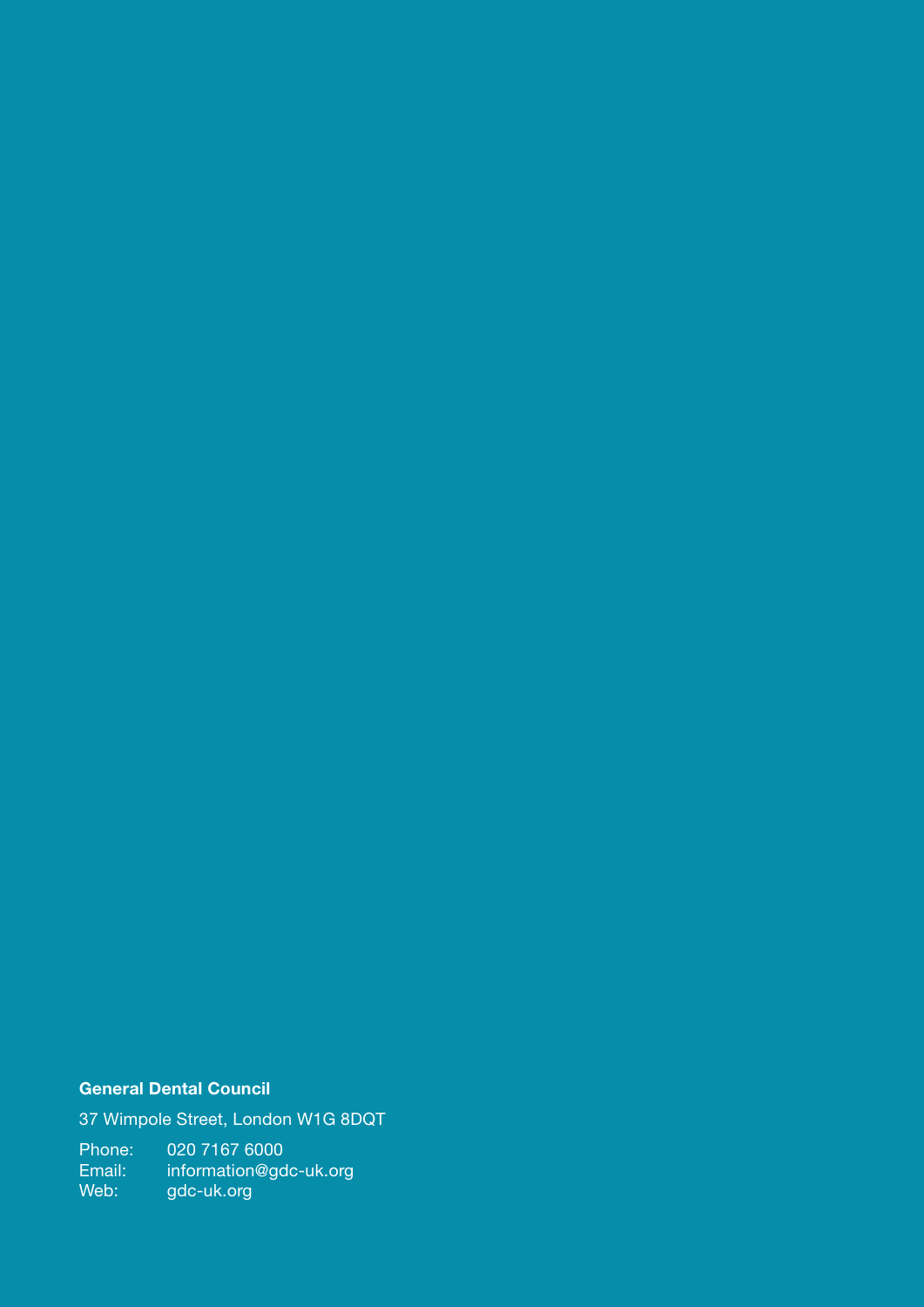**General Dental Council**

37 Wimpole Street, London W1G 8DQT

Phone: 020 7167 6000
Email: information@gdc-uk.org
Web: gdc-uk.org